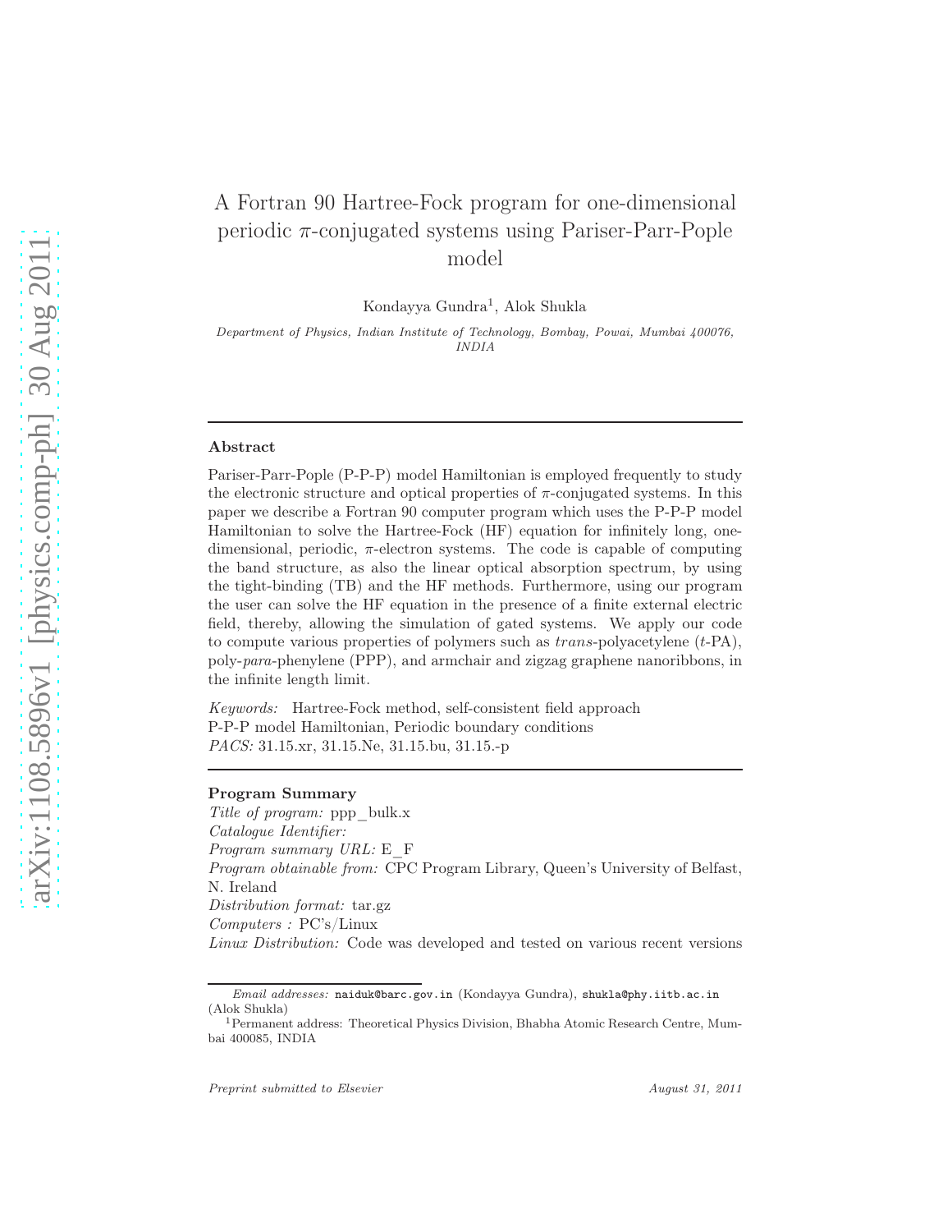// Page 1 (text only; arXiv sidebar and preprint footer omitted)
# A Fortran 90 Hartree-Fock program for one-dimensional periodic π-conjugated systems using Pariser-Parr-Pople model

Kondayya Gundra[1], Alok Shukla

*Department of Physics, Indian Institute of Technology, Bombay, Powai, Mumbai 400076, INDIA*

---

## Abstract

Pariser-Parr-Pople (P-P-P) model Hamiltonian is employed frequently to study the electronic structure and optical properties of $\pi$-conjugated systems. In this paper we describe a Fortran 90 computer program which uses the P-P-P model Hamiltonian to solve the Hartree-Fock (HF) equation for infinitely long, one-dimensional, periodic, $\pi$-electron systems. The code is capable of computing the band structure, as also the linear optical absorption spectrum, by using the tight-binding (TB) and the HF methods. Furthermore, using our program the user can solve the HF equation in the presence of a finite external electric field, thereby, allowing the simulation of gated systems. We apply our code to compute various properties of polymers such as *trans*-polyacetylene (*t*-PA), poly-*para*-phenylene (PPP), and armchair and zigzag graphene nanoribbons, in the infinite length limit.

*Keywords:* Hartree-Fock method, self-consistent field approach
P-P-P model Hamiltonian, Periodic boundary conditions
*PACS:* 31.15.xr, 31.15.Ne, 31.15.bu, 31.15.-p

---

## Program Summary

*Title of program:* ppp_bulk.x
*Catalogue Identifier:*
*Program summary URL:* E_F
*Program obtainable from:* CPC Program Library, Queen's University of Belfast, N. Ireland
*Distribution format:* tar.gz
*Computers :* PC's/Linux
*Linux Distribution:* Code was developed and tested on various recent versions

---

*Email addresses:* naiduk@barc.gov.in (Kondayya Gundra), shukla@phy.iitb.ac.in (Alok Shukla)

[1]Permanent address: Theoretical Physics Division, Bhabha Atomic Research Centre, Mumbai 400085, INDIA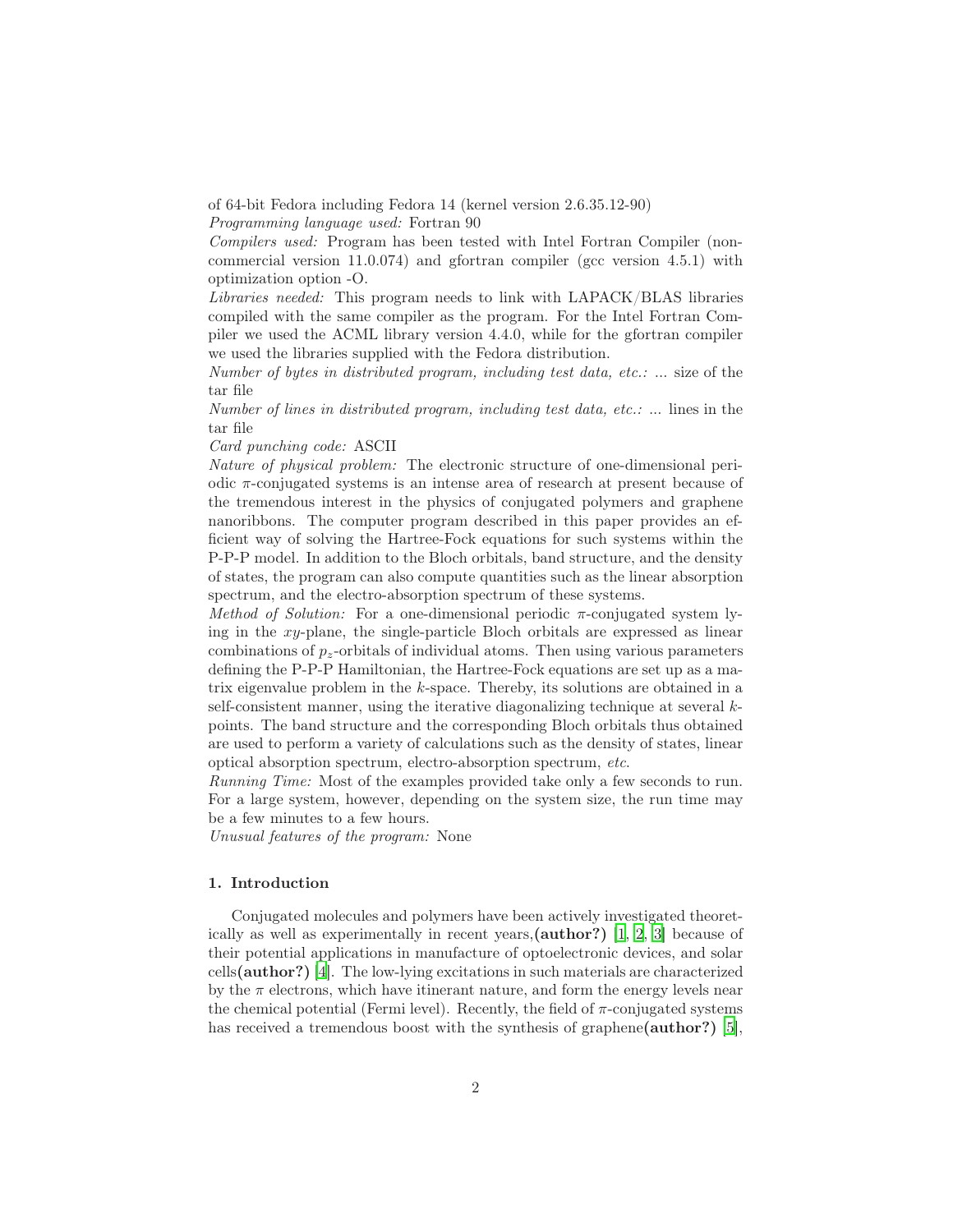of 64-bit Fedora including Fedora 14 (kernel version 2.6.35.12-90)
*Programming language used:* Fortran 90
*Compilers used:* Program has been tested with Intel Fortran Compiler (non-commercial version 11.0.074) and gfortran compiler (gcc version 4.5.1) with optimization option -O.
*Libraries needed:* This program needs to link with LAPACK/BLAS libraries compiled with the same compiler as the program. For the Intel Fortran Compiler we used the ACML library version 4.4.0, while for the gfortran compiler we used the libraries supplied with the Fedora distribution.
*Number of bytes in distributed program, including test data, etc.:* ... size of the tar file
*Number of lines in distributed program, including test data, etc.:* ... lines in the tar file
*Card punching code:* ASCII
*Nature of physical problem:* The electronic structure of one-dimensional periodic $\pi$-conjugated systems is an intense area of research at present because of the tremendous interest in the physics of conjugated polymers and graphene nanoribbons. The computer program described in this paper provides an efficient way of solving the Hartree-Fock equations for such systems within the P-P-P model. In addition to the Bloch orbitals, band structure, and the density of states, the program can also compute quantities such as the linear absorption spectrum, and the electro-absorption spectrum of these systems.
*Method of Solution:* For a one-dimensional periodic $\pi$-conjugated system lying in the $xy$-plane, the single-particle Bloch orbitals are expressed as linear combinations of $p_z$-orbitals of individual atoms. Then using various parameters defining the P-P-P Hamiltonian, the Hartree-Fock equations are set up as a matrix eigenvalue problem in the $k$-space. Thereby, its solutions are obtained in a self-consistent manner, using the iterative diagonalizing technique at several $k$-points. The band structure and the corresponding Bloch orbitals thus obtained are used to perform a variety of calculations such as the density of states, linear optical absorption spectrum, electro-absorption spectrum, *etc*.
*Running Time:* Most of the examples provided take only a few seconds to run. For a large system, however, depending on the system size, the run time may be a few minutes to a few hours.
*Unusual features of the program:* None

## 1. Introduction

Conjugated molecules and polymers have been actively investigated theoretically as well as experimentally in recent years,**(author?)** [1, 2, 3] because of their potential applications in manufacture of optoelectronic devices, and solar cells**(author?)** [4]. The low-lying excitations in such materials are characterized by the $\pi$ electrons, which have itinerant nature, and form the energy levels near the chemical potential (Fermi level). Recently, the field of $\pi$-conjugated systems has received a tremendous boost with the synthesis of graphene**(author?)** [5],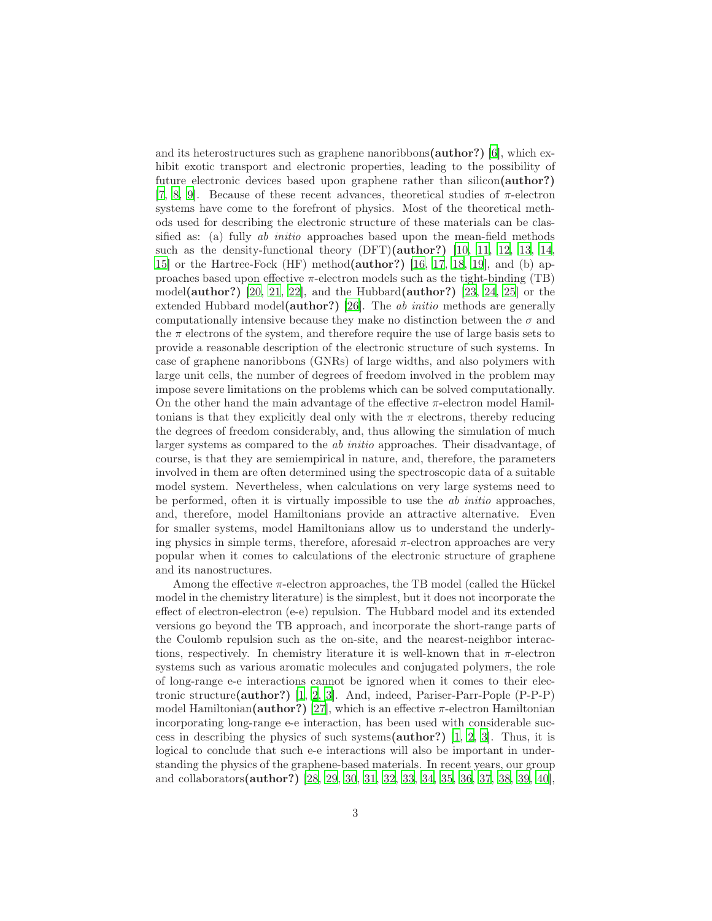and its heterostructures such as graphene nanoribbons**(author?)** [6], which exhibit exotic transport and electronic properties, leading to the possibility of future electronic devices based upon graphene rather than silicon**(author?)** [7, 8, 9]. Because of these recent advances, theoretical studies of $\pi$-electron systems have come to the forefront of physics. Most of the theoretical methods used for describing the electronic structure of these materials can be classified as: (a) fully *ab initio* approaches based upon the mean-field methods such as the density-functional theory (DFT)**(author?)** [10, 11, 12, 13, 14, 15] or the Hartree-Fock (HF) method**(author?)** [16, 17, 18, 19], and (b) approaches based upon effective $\pi$-electron models such as the tight-binding (TB) model**(author?)** [20, 21, 22], and the Hubbard**(author?)** [23, 24, 25] or the extended Hubbard model**(author?)** [26]. The *ab initio* methods are generally computationally intensive because they make no distinction between the $\sigma$ and the $\pi$ electrons of the system, and therefore require the use of large basis sets to provide a reasonable description of the electronic structure of such systems. In case of graphene nanoribbons (GNRs) of large widths, and also polymers with large unit cells, the number of degrees of freedom involved in the problem may impose severe limitations on the problems which can be solved computationally. On the other hand the main advantage of the effective $\pi$-electron model Hamiltonians is that they explicitly deal only with the $\pi$ electrons, thereby reducing the degrees of freedom considerably, and, thus allowing the simulation of much larger systems as compared to the *ab initio* approaches. Their disadvantage, of course, is that they are semiempirical in nature, and, therefore, the parameters involved in them are often determined using the spectroscopic data of a suitable model system. Nevertheless, when calculations on very large systems need to be performed, often it is virtually impossible to use the *ab initio* approaches, and, therefore, model Hamiltonians provide an attractive alternative. Even for smaller systems, model Hamiltonians allow us to understand the underlying physics in simple terms, therefore, aforesaid $\pi$-electron approaches are very popular when it comes to calculations of the electronic structure of graphene and its nanostructures.

Among the effective $\pi$-electron approaches, the TB model (called the Hückel model in the chemistry literature) is the simplest, but it does not incorporate the effect of electron-electron (e-e) repulsion. The Hubbard model and its extended versions go beyond the TB approach, and incorporate the short-range parts of the Coulomb repulsion such as the on-site, and the nearest-neighbor interactions, respectively. In chemistry literature it is well-known that in $\pi$-electron systems such as various aromatic molecules and conjugated polymers, the role of long-range e-e interactions cannot be ignored when it comes to their electronic structure**(author?)** [1, 2, 3]. And, indeed, Pariser-Parr-Pople (P-P-P) model Hamiltonian**(author?)** [27], which is an effective $\pi$-electron Hamiltonian incorporating long-range e-e interaction, has been used with considerable success in describing the physics of such systems**(author?)** [1, 2, 3]. Thus, it is logical to conclude that such e-e interactions will also be important in understanding the physics of the graphene-based materials. In recent years, our group and collaborators**(author?)** [28, 29, 30, 31, 32, 33, 34, 35, 36, 37, 38, 39, 40],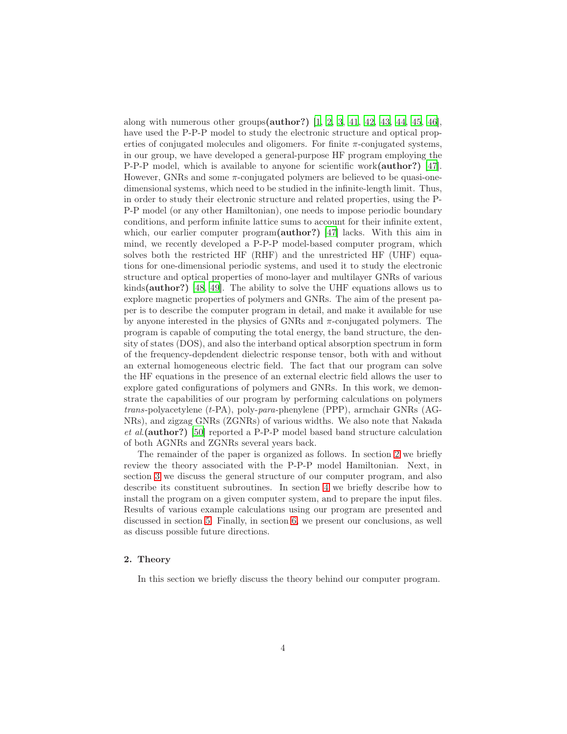along with numerous other groups**(author?)** [1, 2, 3, 41, 42, 43, 44, 45, 46], have used the P-P-P model to study the electronic structure and optical properties of conjugated molecules and oligomers. For finite $\pi$-conjugated systems, in our group, we have developed a general-purpose HF program employing the P-P-P model, which is available to anyone for scientific work**(author?)** [47]. However, GNRs and some $\pi$-conjugated polymers are believed to be quasi-one-dimensional systems, which need to be studied in the infinite-length limit. Thus, in order to study their electronic structure and related properties, using the P-P-P model (or any other Hamiltonian), one needs to impose periodic boundary conditions, and perform infinite lattice sums to account for their infinite extent, which, our earlier computer program**(author?)** [47] lacks. With this aim in mind, we recently developed a P-P-P model-based computer program, which solves both the restricted HF (RHF) and the unrestricted HF (UHF) equations for one-dimensional periodic systems, and used it to study the electronic structure and optical properties of mono-layer and multilayer GNRs of various kinds**(author?)** [48, 49]. The ability to solve the UHF equations allows us to explore magnetic properties of polymers and GNRs. The aim of the present paper is to describe the computer program in detail, and make it available for use by anyone interested in the physics of GNRs and $\pi$-conjugated polymers. The program is capable of computing the total energy, the band structure, the density of states (DOS), and also the interband optical absorption spectrum in form of the frequency-depdendent dielectric response tensor, both with and without an external homogeneous electric field. The fact that our program can solve the HF equations in the presence of an external electric field allows the user to explore gated configurations of polymers and GNRs. In this work, we demonstrate the capabilities of our program by performing calculations on polymers *trans*-polyacetylene (*t*-PA), poly-*para*-phenylene (PPP), armchair GNRs (AGNRs), and zigzag GNRs (ZGNRs) of various widths. We also note that Nakada *et al.***(author?)** [50] reported a P-P-P model based band structure calculation of both AGNRs and ZGNRs several years back.

The remainder of the paper is organized as follows. In section 2 we briefly review the theory associated with the P-P-P model Hamiltonian. Next, in section 3 we discuss the general structure of our computer program, and also describe its constituent subroutines. In section 4 we briefly describe how to install the program on a given computer system, and to prepare the input files. Results of various example calculations using our program are presented and discussed in section 5. Finally, in section 6, we present our conclusions, as well as discuss possible future directions.

## 2. Theory

In this section we briefly discuss the theory behind our computer program.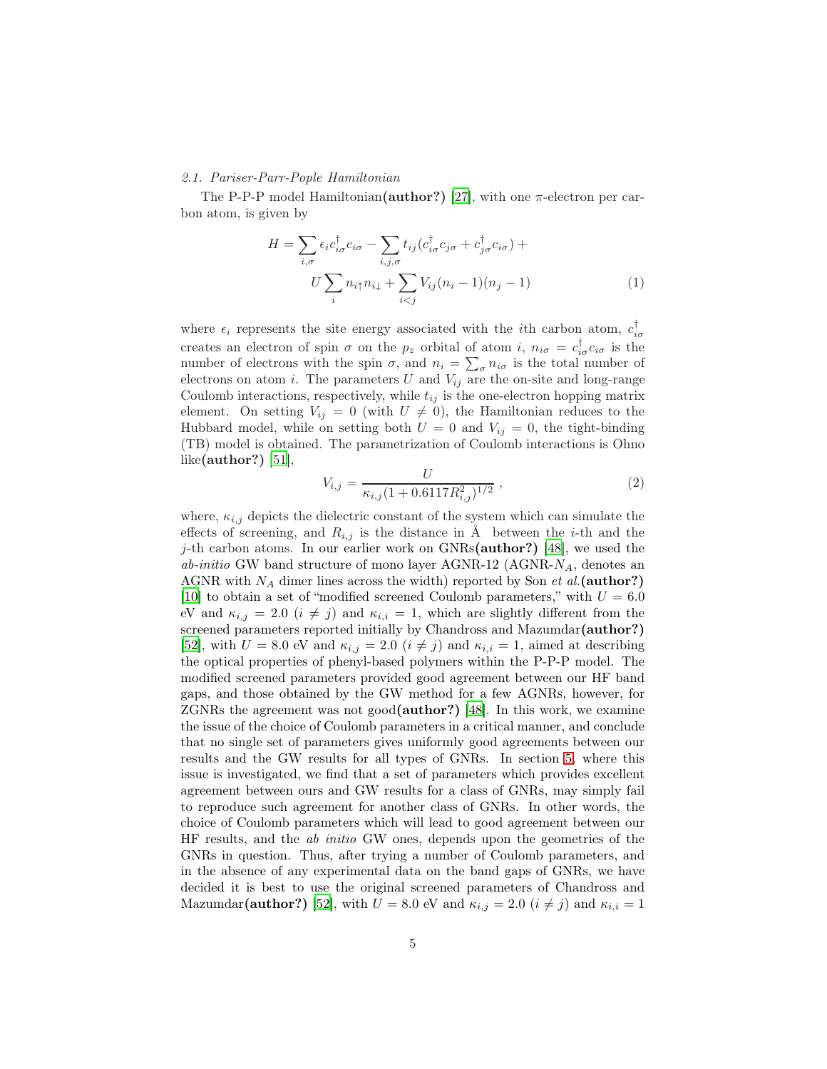### 2.1. Pariser-Parr-Pople Hamiltonian

The P-P-P model Hamiltonian**(author?)** [27], with one $\pi$-electron per carbon atom, is given by

$$H = \sum_{i,\sigma} \epsilon_i c_{i\sigma}^{\dagger} c_{i\sigma} - \sum_{i,j,\sigma} t_{ij} (c_{i\sigma}^{\dagger} c_{j\sigma} + c_{j\sigma}^{\dagger} c_{i\sigma}) + U \sum_i n_{i\uparrow} n_{i\downarrow} + \sum_{i<j} V_{ij} (n_i - 1)(n_j - 1) \tag{1}$$

where $\epsilon_i$ represents the site energy associated with the $i$th carbon atom, $c_{i\sigma}^{\dagger}$ creates an electron of spin $\sigma$ on the $p_z$ orbital of atom $i$, $n_{i\sigma} = c_{i\sigma}^{\dagger} c_{i\sigma}$ is the number of electrons with the spin $\sigma$, and $n_i = \sum_{\sigma} n_{i\sigma}$ is the total number of electrons on atom $i$. The parameters $U$ and $V_{ij}$ are the on-site and long-range Coulomb interactions, respectively, while $t_{ij}$ is the one-electron hopping matrix element. On setting $V_{ij} = 0$ (with $U \neq 0$), the Hamiltonian reduces to the Hubbard model, while on setting both $U = 0$ and $V_{ij} = 0$, the tight-binding (TB) model is obtained. The parametrization of Coulomb interactions is Ohno like**(author?)** [51],

$$V_{i,j} = \frac{U}{\kappa_{i,j}(1 + 0.6117 R_{i,j}^2)^{1/2}} , \tag{2}$$

where, $\kappa_{i,j}$ depicts the dielectric constant of the system which can simulate the effects of screening, and $R_{i,j}$ is the distance in Å between the $i$-th and the $j$-th carbon atoms. In our earlier work on GNRs**(author?)** [48], we used the *ab-initio* GW band structure of mono layer AGNR-12 (AGNR-$N_A$, denotes an AGNR with $N_A$ dimer lines across the width) reported by Son *et al.***(author?)** [10] to obtain a set of "modified screened Coulomb parameters," with $U = 6.0$ eV and $\kappa_{i,j} = 2.0$ $(i \neq j)$ and $\kappa_{i,i} = 1$, which are slightly different from the screened parameters reported initially by Chandross and Mazumdar**(author?)** [52], with $U = 8.0$ eV and $\kappa_{i,j} = 2.0$ $(i \neq j)$ and $\kappa_{i,i} = 1$, aimed at describing the optical properties of phenyl-based polymers within the P-P-P model. The modified screened parameters provided good agreement between our HF band gaps, and those obtained by the GW method for a few AGNRs, however, for ZGNRs the agreement was not good**(author?)** [48]. In this work, we examine the issue of the choice of Coulomb parameters in a critical manner, and conclude that no single set of parameters gives uniformly good agreements between our results and the GW results for all types of GNRs. In section 5, where this issue is investigated, we find that a set of parameters which provides excellent agreement between ours and GW results for a class of GNRs, may simply fail to reproduce such agreement for another class of GNRs. In other words, the choice of Coulomb parameters which will lead to good agreement between our HF results, and the *ab initio* GW ones, depends upon the geometries of the GNRs in question. Thus, after trying a number of Coulomb parameters, and in the absence of any experimental data on the band gaps of GNRs, we have decided it is best to use the original screened parameters of Chandross and Mazumdar**(author?)** [52], with $U = 8.0$ eV and $\kappa_{i,j} = 2.0$ $(i \neq j)$ and $\kappa_{i,i} = 1$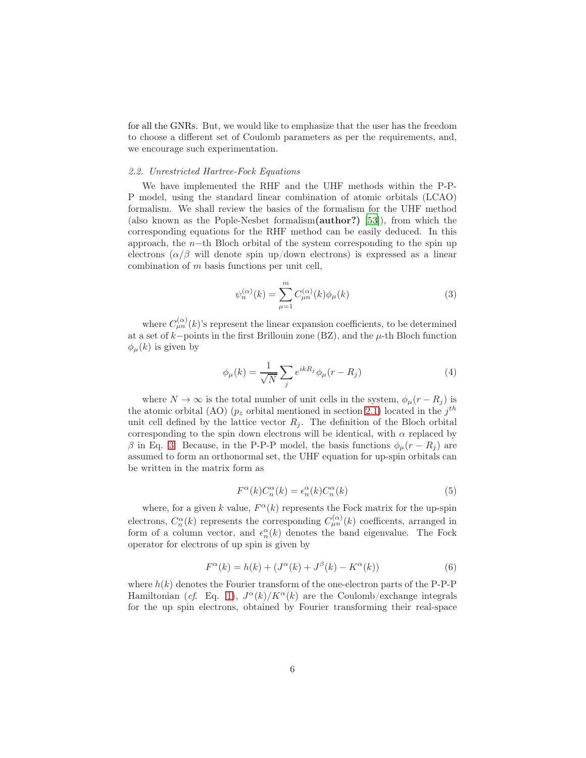for all the GNRs. But, we would like to emphasize that the user has the freedom to choose a different set of Coulomb parameters as per the requirements, and, we encourage such experimentation.

### 2.2. Unrestricted Hartree-Fock Equations

We have implemented the RHF and the UHF methods within the P-P-P model, using the standard linear combination of atomic orbitals (LCAO) formalism. We shall review the basics of the formalism for the UHF method (also known as the Pople-Nesbet formalism**(author?)** [53]), from which the corresponding equations for the RHF method can be easily deduced. In this approach, the $n-$th Bloch orbital of the system corresponding to the spin up electrons ($\alpha/\beta$ will denote spin up/down electrons) is expressed as a linear combination of $m$ basis functions per unit cell,

$$\psi_n^{(\alpha)}(k) = \sum_{\mu=1}^{m} C_{\mu n}^{(\alpha)}(k)\phi_\mu(k) \tag{3}$$

where $C_{\mu n}^{(\alpha)}(k)$'s represent the linear expansion coefficients, to be determined at a set of $k-$points in the first Brillouin zone (BZ), and the $\mu$-th Bloch function $\phi_\mu(k)$ is given by

$$\phi_\mu(k) = \frac{1}{\sqrt{N}}\sum_j e^{ikR_j}\phi_\mu(r - R_j) \tag{4}$$

where $N \to \infty$ is the total number of unit cells in the system, $\phi_\mu(r - R_j)$ is the atomic orbital (AO) ($p_z$ orbital mentioned in section 2.1) located in the $j^{th}$ unit cell defined by the lattice vector $R_j$. The definition of the Bloch orbital corresponding to the spin down electrons will be identical, with $\alpha$ replaced by $\beta$ in Eq. 3. Because, in the P-P-P model, the basis functions $\phi_\mu(r - R_j)$ are assumed to form an orthonormal set, the UHF equation for up-spin orbitals can be written in the matrix form as

$$F^\alpha(k)C_n^\alpha(k) = \epsilon_n^\alpha(k)C_n^\alpha(k) \tag{5}$$

where, for a given $k$ value, $F^\alpha(k)$ represents the Fock matrix for the up-spin electrons, $C_n^\alpha(k)$ represents the corresponding $C_{\mu n}^{(\alpha)}(k)$ coefficents, arranged in form of a column vector, and $\epsilon_n^\alpha(k)$ denotes the band eigenvalue. The Fock operator for electrons of up spin is given by

$$F^\alpha(k) = h(k) + (J^\alpha(k) + J^\beta(k) - K^\alpha(k)) \tag{6}$$

where $h(k)$ denotes the Fourier transform of the one-electron parts of the P-P-P Hamiltonian (*cf.* Eq. 1), $J^\alpha(k)/K^\alpha(k)$ are the Coulomb/exchange integrals for the up spin electrons, obtained by Fourier transforming their real-space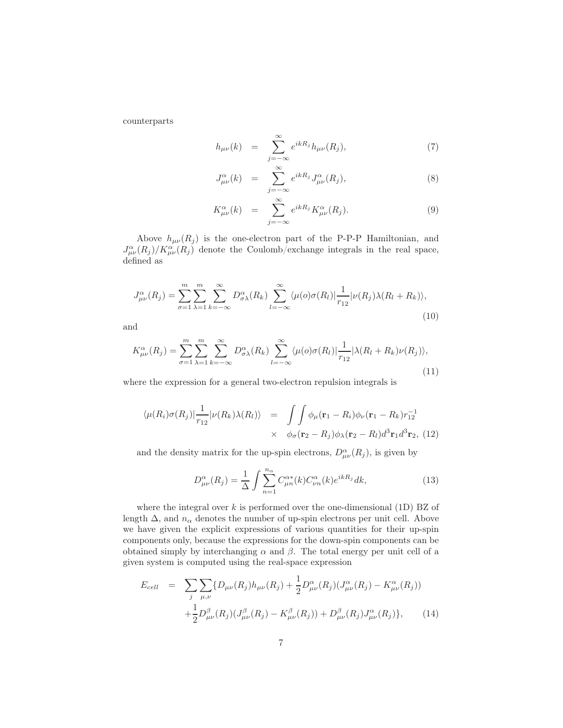counterparts

$$h_{\mu\nu}(k) = \sum_{j=-\infty}^{\infty} e^{ikR_j} h_{\mu\nu}(R_j), \tag{7}$$

$$J^{\alpha}_{\mu\nu}(k) = \sum_{j=-\infty}^{\infty} e^{ikR_j} J^{\alpha}_{\mu\nu}(R_j), \tag{8}$$

$$K^{\alpha}_{\mu\nu}(k) = \sum_{j=-\infty}^{\infty} e^{ikR_j} K^{\alpha}_{\mu\nu}(R_j). \tag{9}$$

Above $h_{\mu\nu}(R_j)$ is the one-electron part of the P-P-P Hamiltonian, and $J^{\alpha}_{\mu\nu}(R_j)/K^{\alpha}_{\mu\nu}(R_j)$ denote the Coulomb/exchange integrals in the real space, defined as

$$J^{\alpha}_{\mu\nu}(R_j) = \sum_{\sigma=1}^{m}\sum_{\lambda=1}^{m}\sum_{k=-\infty}^{\infty} D^{\alpha}_{\sigma\lambda}(R_k) \sum_{l=-\infty}^{\infty} \langle \mu(o)\sigma(R_l)|\frac{1}{r_{12}}|\nu(R_j)\lambda(R_l+R_k)\rangle, \tag{10}$$

and

$$K^{\alpha}_{\mu\nu}(R_j) = \sum_{\sigma=1}^{m}\sum_{\lambda=1}^{m}\sum_{k=-\infty}^{\infty} D^{\alpha}_{\sigma\lambda}(R_k) \sum_{l=-\infty}^{\infty} \langle \mu(o)\sigma(R_l)|\frac{1}{r_{12}}|\lambda(R_l+R_k)\nu(R_j)\rangle, \tag{11}$$

where the expression for a general two-electron repulsion integrals is

$$\begin{aligned}\langle \mu(R_i)\sigma(R_j)|\frac{1}{r_{12}}|\nu(R_k)\lambda(R_l)\rangle &= \int\int \phi_\mu(\mathbf{r}_1 - R_i)\phi_\nu(\mathbf{r}_1 - R_k) r_{12}^{-1} \\ &\times \phi_\sigma(\mathbf{r}_2 - R_j)\phi_\lambda(\mathbf{r}_2 - R_l) d^3\mathbf{r}_1 d^3\mathbf{r}_2,\end{aligned} \tag{12}$$

and the density matrix for the up-spin electrons, $D^{\alpha}_{\mu\nu}(R_j)$, is given by

$$D^{\alpha}_{\mu\nu}(R_j) = \frac{1}{\Delta}\int \sum_{n=1}^{n_\alpha} C^{\alpha *}_{\mu n}(k) C^{\alpha}_{\nu n}(k) e^{ikR_j} dk, \tag{13}$$

where the integral over $k$ is performed over the one-dimensional (1D) BZ of length $\Delta$, and $n_\alpha$ denotes the number of up-spin electrons per unit cell. Above we have given the explicit expressions of various quantities for their up-spin components only, because the expressions for the down-spin components can be obtained simply by interchanging $\alpha$ and $\beta$. The total energy per unit cell of a given system is computed using the real-space expression

$$\begin{aligned}E_{cell} &= \sum_j \sum_{\mu,\nu} \{ D_{\mu\nu}(R_j) h_{\mu\nu}(R_j) + \frac{1}{2} D^{\alpha}_{\mu\nu}(R_j)(J^{\alpha}_{\mu\nu}(R_j) - K^{\alpha}_{\mu\nu}(R_j)) \\ &+ \frac{1}{2} D^{\beta}_{\mu\nu}(R_j)(J^{\beta}_{\mu\nu}(R_j) - K^{\beta}_{\mu\nu}(R_j)) + D^{\beta}_{\mu\nu}(R_j) J^{\alpha}_{\mu\nu}(R_j) \},\end{aligned} \tag{14}$$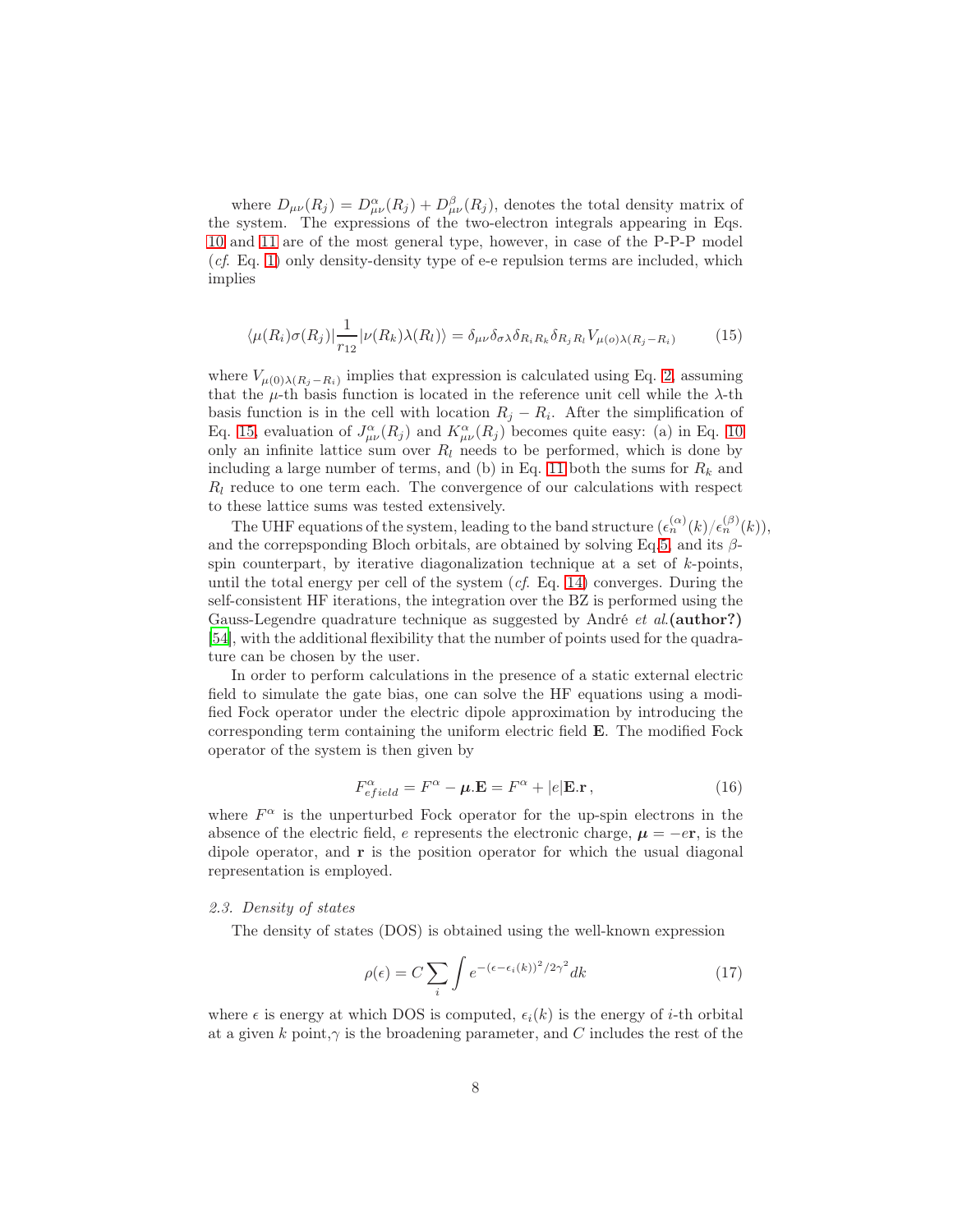where $D_{\mu\nu}(R_j) = D^{\alpha}_{\mu\nu}(R_j) + D^{\beta}_{\mu\nu}(R_j)$, denotes the total density matrix of the system. The expressions of the two-electron integrals appearing in Eqs. 10 and 11 are of the most general type, however, in case of the P-P-P model (*cf.* Eq. 1) only density-density type of e-e repulsion terms are included, which implies

$$\langle \mu(R_i)\sigma(R_j)|\frac{1}{r_{12}}|\nu(R_k)\lambda(R_l)\rangle = \delta_{\mu\nu}\delta_{\sigma\lambda}\delta_{R_iR_k}\delta_{R_jR_l}V_{\mu(o)\lambda(R_j-R_i)} \tag{15}$$

where $V_{\mu(0)\lambda(R_j-R_i)}$ implies that expression is calculated using Eq. 2, assuming that the $\mu$-th basis function is located in the reference unit cell while the $\lambda$-th basis function is in the cell with location $R_j - R_i$. After the simplification of Eq. 15, evaluation of $J^{\alpha}_{\mu\nu}(R_j)$ and $K^{\alpha}_{\mu\nu}(R_j)$ becomes quite easy: (a) in Eq. 10 only an infinite lattice sum over $R_l$ needs to be performed, which is done by including a large number of terms, and (b) in Eq. 11 both the sums for $R_k$ and $R_l$ reduce to one term each. The convergence of our calculations with respect to these lattice sums was tested extensively.

The UHF equations of the system, leading to the band structure $(\epsilon^{(\alpha)}_n(k)/\epsilon^{(\beta)}_n(k))$, and the correpsponding Bloch orbitals, are obtained by solving Eq.5, and its $\beta$-spin counterpart, by iterative diagonalization technique at a set of $k$-points, until the total energy per cell of the system (*cf.* Eq. 14) converges. During the self-consistent HF iterations, the integration over the BZ is performed using the Gauss-Legendre quadrature technique as suggested by André *et al.***(author?)** [54], with the additional flexibility that the number of points used for the quadrature can be chosen by the user.

In order to perform calculations in the presence of a static external electric field to simulate the gate bias, one can solve the HF equations using a modified Fock operator under the electric dipole approximation by introducing the corresponding term containing the uniform electric field $\mathbf{E}$. The modified Fock operator of the system is then given by

$$F^{\alpha}_{efield} = F^{\alpha} - \boldsymbol{\mu}.\mathbf{E} = F^{\alpha} + |e|\mathbf{E}.\mathbf{r}\,, \tag{16}$$

where $F^{\alpha}$ is the unperturbed Fock operator for the up-spin electrons in the absence of the electric field, $e$ represents the electronic charge, $\boldsymbol{\mu} = -e\mathbf{r}$, is the dipole operator, and $\mathbf{r}$ is the position operator for which the usual diagonal representation is employed.

### *2.3. Density of states*

The density of states (DOS) is obtained using the well-known expression

$$\rho(\epsilon) = C\sum_i \int e^{-(\epsilon-\epsilon_i(k))^2/2\gamma^2}dk \tag{17}$$

where $\epsilon$ is energy at which DOS is computed, $\epsilon_i(k)$ is the energy of $i$-th orbital at a given $k$ point,$\gamma$ is the broadening parameter, and $C$ includes the rest of the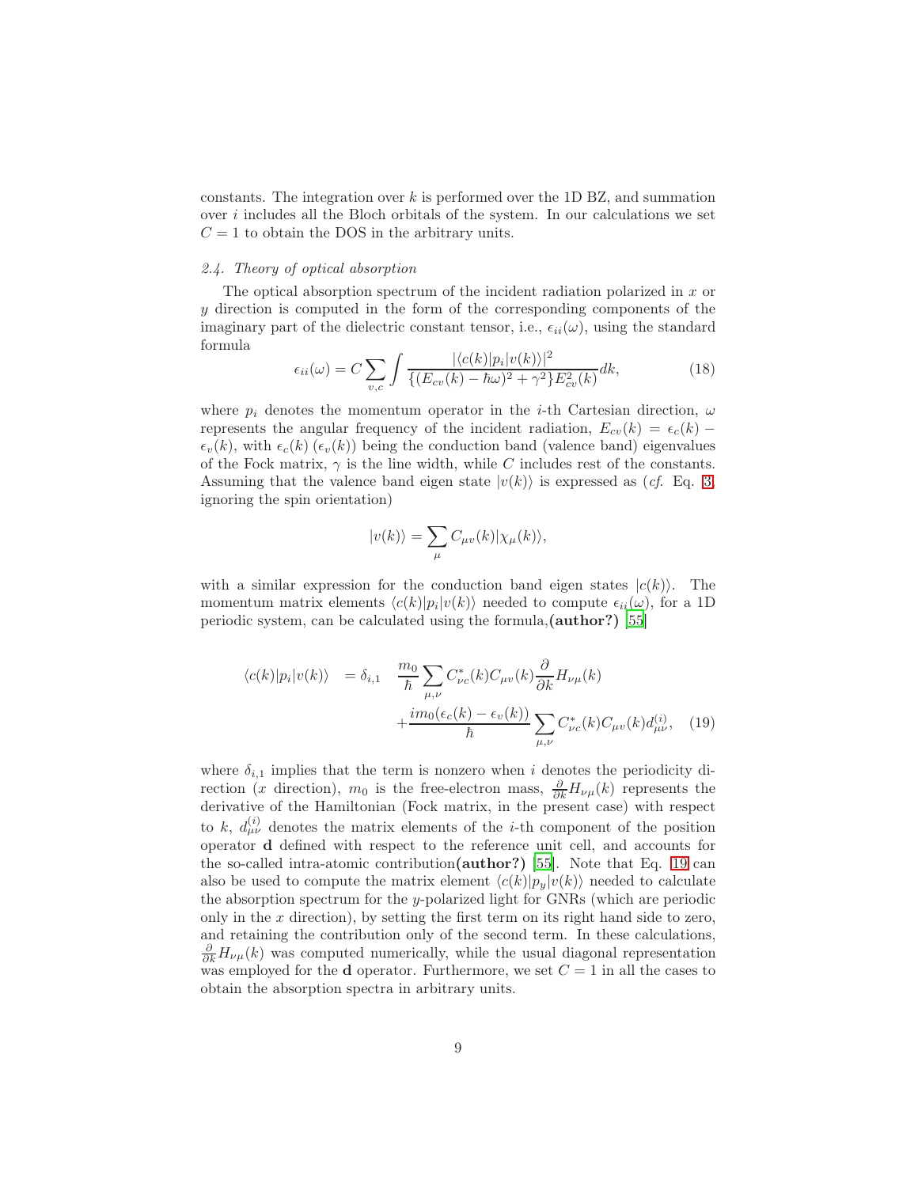constants. The integration over $k$ is performed over the 1D BZ, and summation over $i$ includes all the Bloch orbitals of the system. In our calculations we set $C = 1$ to obtain the DOS in the arbitrary units.

### *2.4. Theory of optical absorption*

The optical absorption spectrum of the incident radiation polarized in $x$ or $y$ direction is computed in the form of the corresponding components of the imaginary part of the dielectric constant tensor, i.e., $\epsilon_{ii}(\omega)$, using the standard formula

$$\epsilon_{ii}(\omega) = C \sum_{v,c} \int \frac{|\langle c(k)|p_i|v(k)\rangle|^2}{\{(E_{cv}(k) - \hbar\omega)^2 + \gamma^2\} E_{cv}^2(k)} dk, \tag{18}$$

where $p_i$ denotes the momentum operator in the $i$-th Cartesian direction, $\omega$ represents the angular frequency of the incident radiation, $E_{cv}(k) = \epsilon_c(k) - \epsilon_v(k)$, with $\epsilon_c(k)$ ($\epsilon_v(k)$) being the conduction band (valence band) eigenvalues of the Fock matrix, $\gamma$ is the line width, while $C$ includes rest of the constants. Assuming that the valence band eigen state $|v(k)\rangle$ is expressed as (*cf.* Eq. 3, ignoring the spin orientation)

$$|v(k)\rangle = \sum_{\mu} C_{\mu v}(k) |\chi_\mu(k)\rangle,$$

with a similar expression for the conduction band eigen states $|c(k)\rangle$. The momentum matrix elements $\langle c(k)|p_i|v(k)\rangle$ needed to compute $\epsilon_{ii}(\omega)$, for a 1D periodic system, can be calculated using the formula,**(author?)** [55]

$$\begin{aligned} \langle c(k)|p_i|v(k)\rangle &= \delta_{i,1} \quad \frac{m_0}{\hbar} \sum_{\mu,\nu} C^*_{\nu c}(k) C_{\mu v}(k) \frac{\partial}{\partial k} H_{\nu\mu}(k) \\ &\quad + \frac{i m_0 (\epsilon_c(k) - \epsilon_v(k))}{\hbar} \sum_{\mu,\nu} C^*_{\nu c}(k) C_{\mu v}(k) d^{(i)}_{\mu\nu}, \end{aligned} \tag{19}$$

where $\delta_{i,1}$ implies that the term is nonzero when $i$ denotes the periodicity direction ($x$ direction), $m_0$ is the free-electron mass, $\frac{\partial}{\partial k} H_{\nu\mu}(k)$ represents the derivative of the Hamiltonian (Fock matrix, in the present case) with respect to $k$, $d^{(i)}_{\mu\nu}$ denotes the matrix elements of the $i$-th component of the position operator $\mathbf{d}$ defined with respect to the reference unit cell, and accounts for the so-called intra-atomic contribution**(author?)** [55]. Note that Eq. 19 can also be used to compute the matrix element $\langle c(k)|p_y|v(k)\rangle$ needed to calculate the absorption spectrum for the $y$-polarized light for GNRs (which are periodic only in the $x$ direction), by setting the first term on its right hand side to zero, and retaining the contribution only of the second term. In these calculations, $\frac{\partial}{\partial k} H_{\nu\mu}(k)$ was computed numerically, while the usual diagonal representation was employed for the $\mathbf{d}$ operator. Furthermore, we set $C = 1$ in all the cases to obtain the absorption spectra in arbitrary units.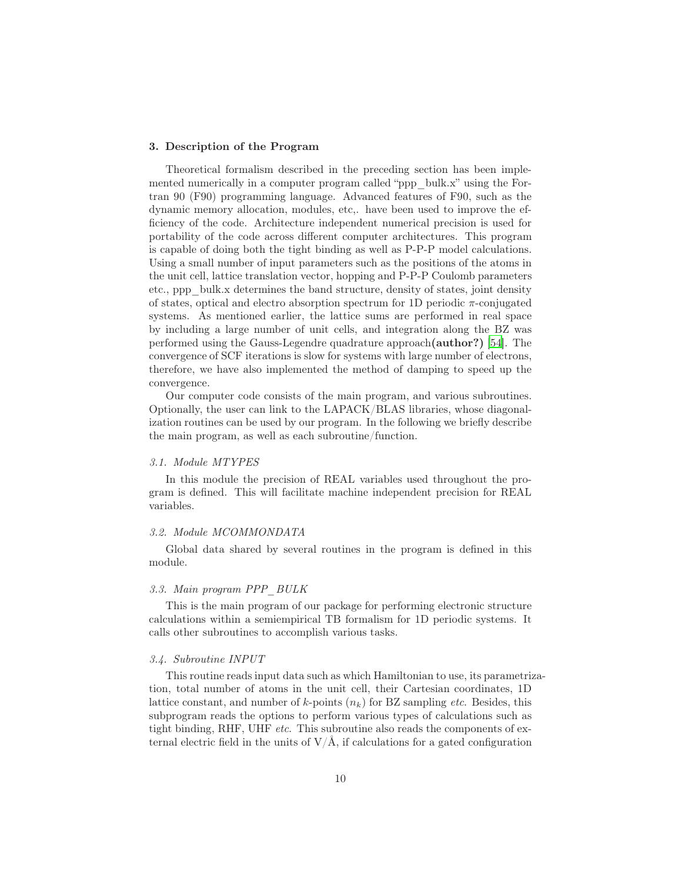## 3. Description of the Program

Theoretical formalism described in the preceding section has been implemented numerically in a computer program called "ppp_bulk.x" using the Fortran 90 (F90) programming language. Advanced features of F90, such as the dynamic memory allocation, modules, etc,. have been used to improve the efficiency of the code. Architecture independent numerical precision is used for portability of the code across different computer architectures. This program is capable of doing both the tight binding as well as P-P-P model calculations. Using a small number of input parameters such as the positions of the atoms in the unit cell, lattice translation vector, hopping and P-P-P Coulomb parameters etc., ppp_bulk.x determines the band structure, density of states, joint density of states, optical and electro absorption spectrum for 1D periodic $\pi$-conjugated systems. As mentioned earlier, the lattice sums are performed in real space by including a large number of unit cells, and integration along the BZ was performed using the Gauss-Legendre quadrature approach**(author?)** [54]. The convergence of SCF iterations is slow for systems with large number of electrons, therefore, we have also implemented the method of damping to speed up the convergence.

Our computer code consists of the main program, and various subroutines. Optionally, the user can link to the LAPACK/BLAS libraries, whose diagonalization routines can be used by our program. In the following we briefly describe the main program, as well as each subroutine/function.

### *3.1. Module MTYPES*

In this module the precision of REAL variables used throughout the program is defined. This will facilitate machine independent precision for REAL variables.

### *3.2. Module MCOMMONDATA*

Global data shared by several routines in the program is defined in this module.

### *3.3. Main program PPP_BULK*

This is the main program of our package for performing electronic structure calculations within a semiempirical TB formalism for 1D periodic systems. It calls other subroutines to accomplish various tasks.

### *3.4. Subroutine INPUT*

This routine reads input data such as which Hamiltonian to use, its parametrization, total number of atoms in the unit cell, their Cartesian coordinates, 1D lattice constant, and number of $k$-points ($n_k$) for BZ sampling *etc.* Besides, this subprogram reads the options to perform various types of calculations such as tight binding, RHF, UHF *etc.* This subroutine also reads the components of external electric field in the units of V/Å, if calculations for a gated configuration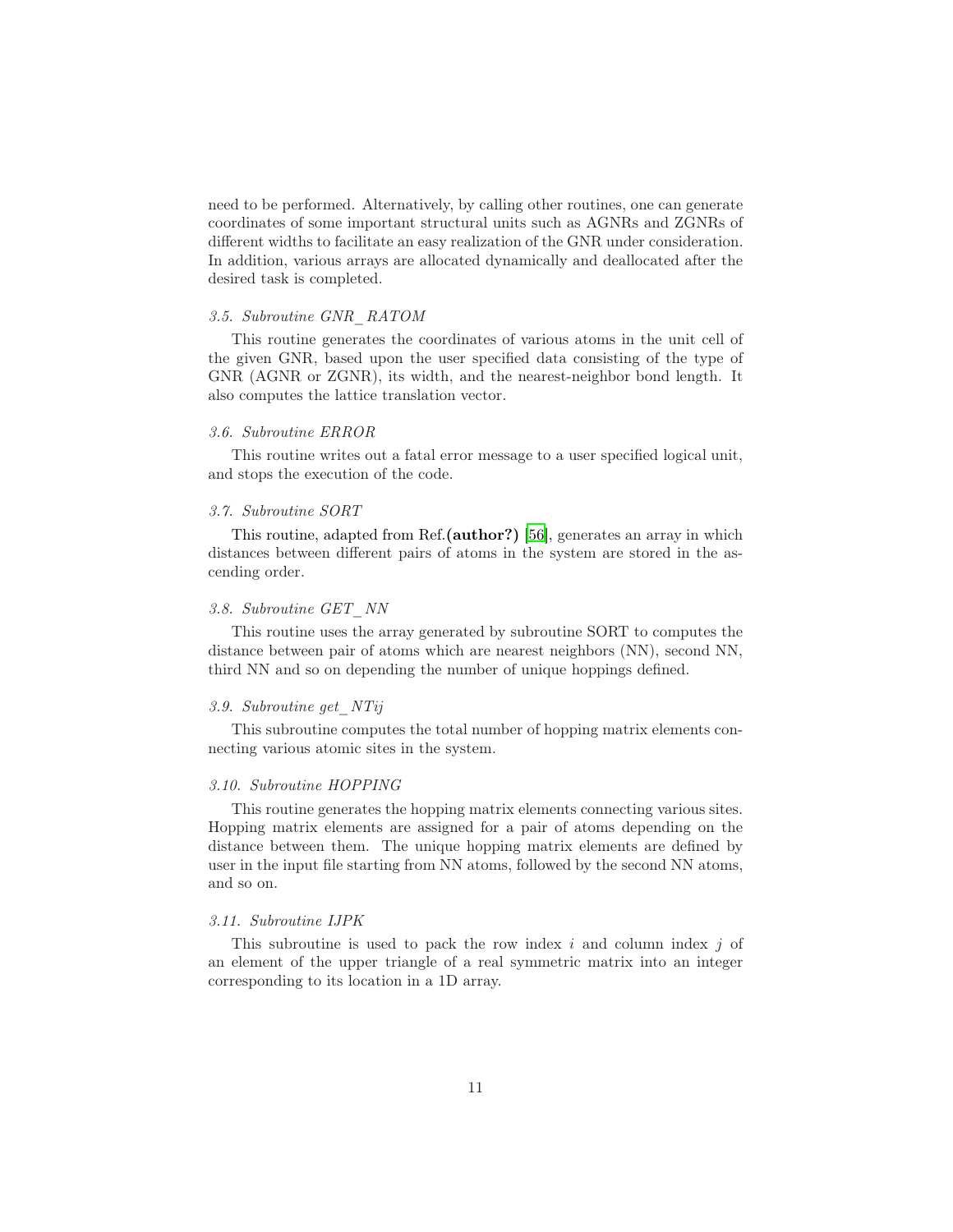need to be performed. Alternatively, by calling other routines, one can generate coordinates of some important structural units such as AGNRs and ZGNRs of different widths to facilitate an easy realization of the GNR under consideration. In addition, various arrays are allocated dynamically and deallocated after the desired task is completed.

### *3.5. Subroutine GNR_RATOM*

This routine generates the coordinates of various atoms in the unit cell of the given GNR, based upon the user specified data consisting of the type of GNR (AGNR or ZGNR), its width, and the nearest-neighbor bond length. It also computes the lattice translation vector.

### *3.6. Subroutine ERROR*

This routine writes out a fatal error message to a user specified logical unit, and stops the execution of the code.

### *3.7. Subroutine SORT*

This routine, adapted from Ref.**(author?)** [56], generates an array in which distances between different pairs of atoms in the system are stored in the ascending order.

### *3.8. Subroutine GET_NN*

This routine uses the array generated by subroutine SORT to computes the distance between pair of atoms which are nearest neighbors (NN), second NN, third NN and so on depending the number of unique hoppings defined.

### *3.9. Subroutine get_NTij*

This subroutine computes the total number of hopping matrix elements connecting various atomic sites in the system.

### *3.10. Subroutine HOPPING*

This routine generates the hopping matrix elements connecting various sites. Hopping matrix elements are assigned for a pair of atoms depending on the distance between them. The unique hopping matrix elements are defined by user in the input file starting from NN atoms, followed by the second NN atoms, and so on.

### *3.11. Subroutine IJPK*

This subroutine is used to pack the row index $i$ and column index $j$ of an element of the upper triangle of a real symmetric matrix into an integer corresponding to its location in a 1D array.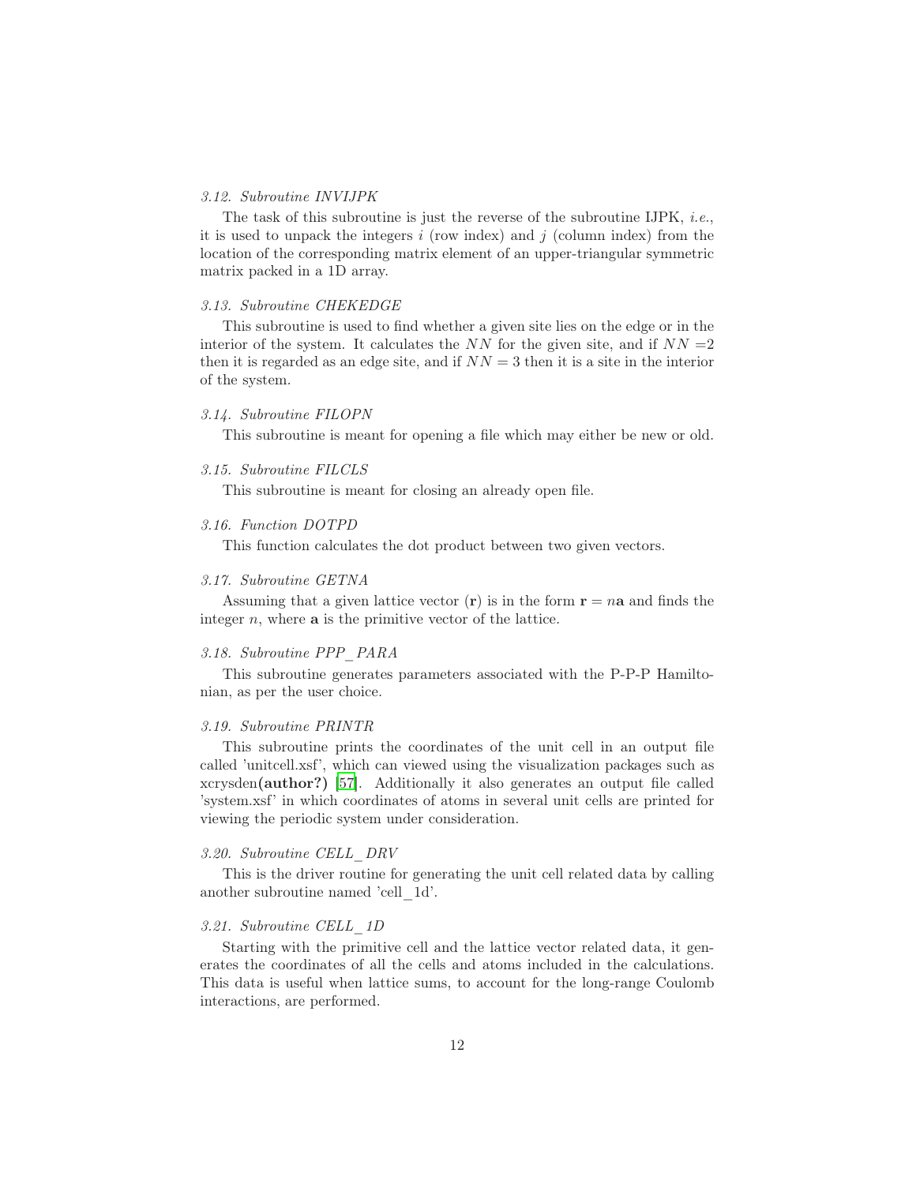### *3.12. Subroutine INVIJPK*

The task of this subroutine is just the reverse of the subroutine IJPK, *i.e.*, it is used to unpack the integers $i$ (row index) and $j$ (column index) from the location of the corresponding matrix element of an upper-triangular symmetric matrix packed in a 1D array.

### *3.13. Subroutine CHEKEDGE*

This subroutine is used to find whether a given site lies on the edge or in the interior of the system. It calculates the $NN$ for the given site, and if $NN$ =2 then it is regarded as an edge site, and if $NN = 3$ then it is a site in the interior of the system.

### *3.14. Subroutine FILOPN*

This subroutine is meant for opening a file which may either be new or old.

### *3.15. Subroutine FILCLS*

This subroutine is meant for closing an already open file.

### *3.16. Function DOTPD*

This function calculates the dot product between two given vectors.

### *3.17. Subroutine GETNA*

Assuming that a given lattice vector ($\mathbf{r}$) is in the form $\mathbf{r} = n\mathbf{a}$ and finds the integer $n$, where $\mathbf{a}$ is the primitive vector of the lattice.

### *3.18. Subroutine PPP_PARA*

This subroutine generates parameters associated with the P-P-P Hamiltonian, as per the user choice.

### *3.19. Subroutine PRINTR*

This subroutine prints the coordinates of the unit cell in an output file called 'unitcell.xsf', which can viewed using the visualization packages such as xcrysden**(author?)** [57]. Additionally it also generates an output file called 'system.xsf' in which coordinates of atoms in several unit cells are printed for viewing the periodic system under consideration.

### *3.20. Subroutine CELL_DRV*

This is the driver routine for generating the unit cell related data by calling another subroutine named 'cell_1d'.

### *3.21. Subroutine CELL_1D*

Starting with the primitive cell and the lattice vector related data, it generates the coordinates of all the cells and atoms included in the calculations. This data is useful when lattice sums, to account for the long-range Coulomb interactions, are performed.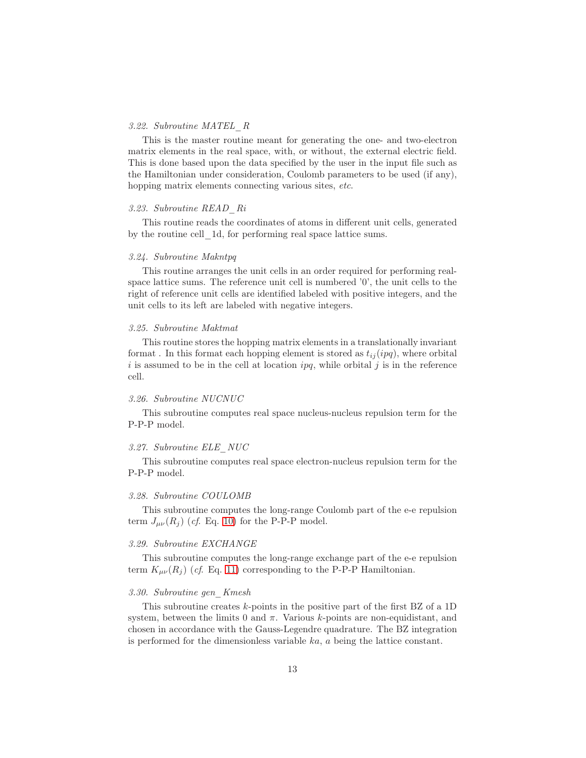### *3.22. Subroutine MATEL_R*

This is the master routine meant for generating the one- and two-electron matrix elements in the real space, with, or without, the external electric field. This is done based upon the data specified by the user in the input file such as the Hamiltonian under consideration, Coulomb parameters to be used (if any), hopping matrix elements connecting various sites, *etc.*

### *3.23. Subroutine READ_Ri*

This routine reads the coordinates of atoms in different unit cells, generated by the routine cell_1d, for performing real space lattice sums.

### *3.24. Subroutine Makntpq*

This routine arranges the unit cells in an order required for performing real-space lattice sums. The reference unit cell is numbered '0', the unit cells to the right of reference unit cells are identified labeled with positive integers, and the unit cells to its left are labeled with negative integers.

### *3.25. Subroutine Maktmat*

This routine stores the hopping matrix elements in a translationally invariant format . In this format each hopping element is stored as $t_{ij}(ipq)$, where orbital $i$ is assumed to be in the cell at location $ipq$, while orbital $j$ is in the reference cell.

### *3.26. Subroutine NUCNUC*

This subroutine computes real space nucleus-nucleus repulsion term for the P-P-P model.

### *3.27. Subroutine ELE_NUC*

This subroutine computes real space electron-nucleus repulsion term for the P-P-P model.

### *3.28. Subroutine COULOMB*

This subroutine computes the long-range Coulomb part of the e-e repulsion term $J_{\mu\nu}(R_j)$ (*cf.* Eq. 10) for the P-P-P model.

### *3.29. Subroutine EXCHANGE*

This subroutine computes the long-range exchange part of the e-e repulsion term $K_{\mu\nu}(R_j)$ (*cf.* Eq. 11) corresponding to the P-P-P Hamiltonian.

### *3.30. Subroutine gen_Kmesh*

This subroutine creates $k$-points in the positive part of the first BZ of a 1D system, between the limits 0 and $\pi$. Various $k$-points are non-equidistant, and chosen in accordance with the Gauss-Legendre quadrature. The BZ integration is performed for the dimensionless variable $ka$, $a$ being the lattice constant.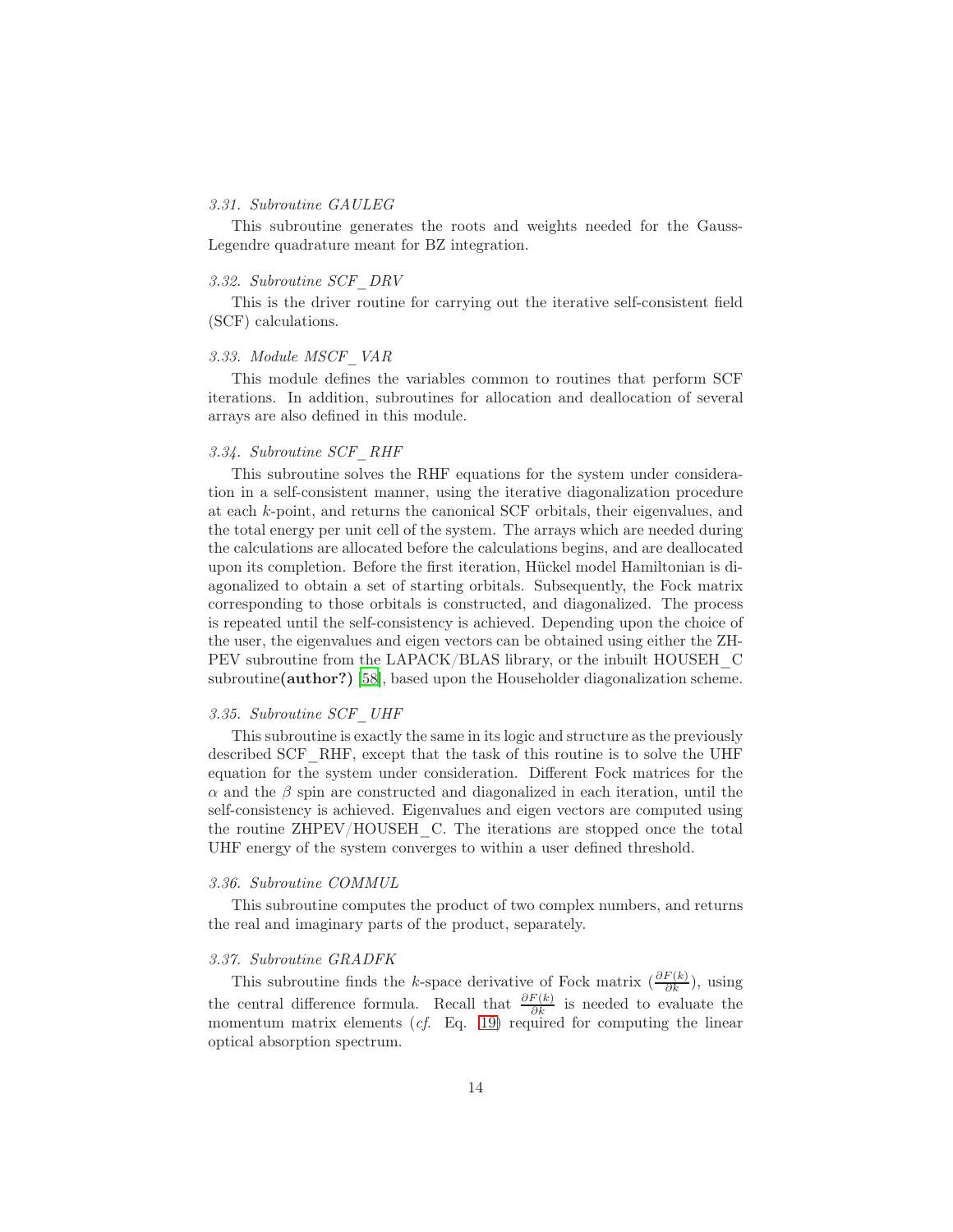### 3.31. Subroutine GAULEG

This subroutine generates the roots and weights needed for the Gauss-Legendre quadrature meant for BZ integration.

### 3.32. Subroutine SCF_DRV

This is the driver routine for carrying out the iterative self-consistent field (SCF) calculations.

### 3.33. Module MSCF_VAR

This module defines the variables common to routines that perform SCF iterations. In addition, subroutines for allocation and deallocation of several arrays are also defined in this module.

### 3.34. Subroutine SCF_RHF

This subroutine solves the RHF equations for the system under consideration in a self-consistent manner, using the iterative diagonalization procedure at each $k$-point, and returns the canonical SCF orbitals, their eigenvalues, and the total energy per unit cell of the system. The arrays which are needed during the calculations are allocated before the calculations begins, and are deallocated upon its completion. Before the first iteration, Hückel model Hamiltonian is diagonalized to obtain a set of starting orbitals. Subsequently, the Fock matrix corresponding to those orbitals is constructed, and diagonalized. The process is repeated until the self-consistency is achieved. Depending upon the choice of the user, the eigenvalues and eigen vectors can be obtained using either the ZHPEV subroutine from the LAPACK/BLAS library, or the inbuilt HOUSEH_C subroutine**(author?)** [58], based upon the Householder diagonalization scheme.

### 3.35. Subroutine SCF_UHF

This subroutine is exactly the same in its logic and structure as the previously described SCF_RHF, except that the task of this routine is to solve the UHF equation for the system under consideration. Different Fock matrices for the $\alpha$ and the $\beta$ spin are constructed and diagonalized in each iteration, until the self-consistency is achieved. Eigenvalues and eigen vectors are computed using the routine ZHPEV/HOUSEH_C. The iterations are stopped once the total UHF energy of the system converges to within a user defined threshold.

### 3.36. Subroutine COMMUL

This subroutine computes the product of two complex numbers, and returns the real and imaginary parts of the product, separately.

### 3.37. Subroutine GRADFK

This subroutine finds the $k$-space derivative of Fock matrix ($\frac{\partial F(k)}{\partial k}$), using the central difference formula. Recall that $\frac{\partial F(k)}{\partial k}$ is needed to evaluate the momentum matrix elements (*cf.* Eq. 19) required for computing the linear optical absorption spectrum.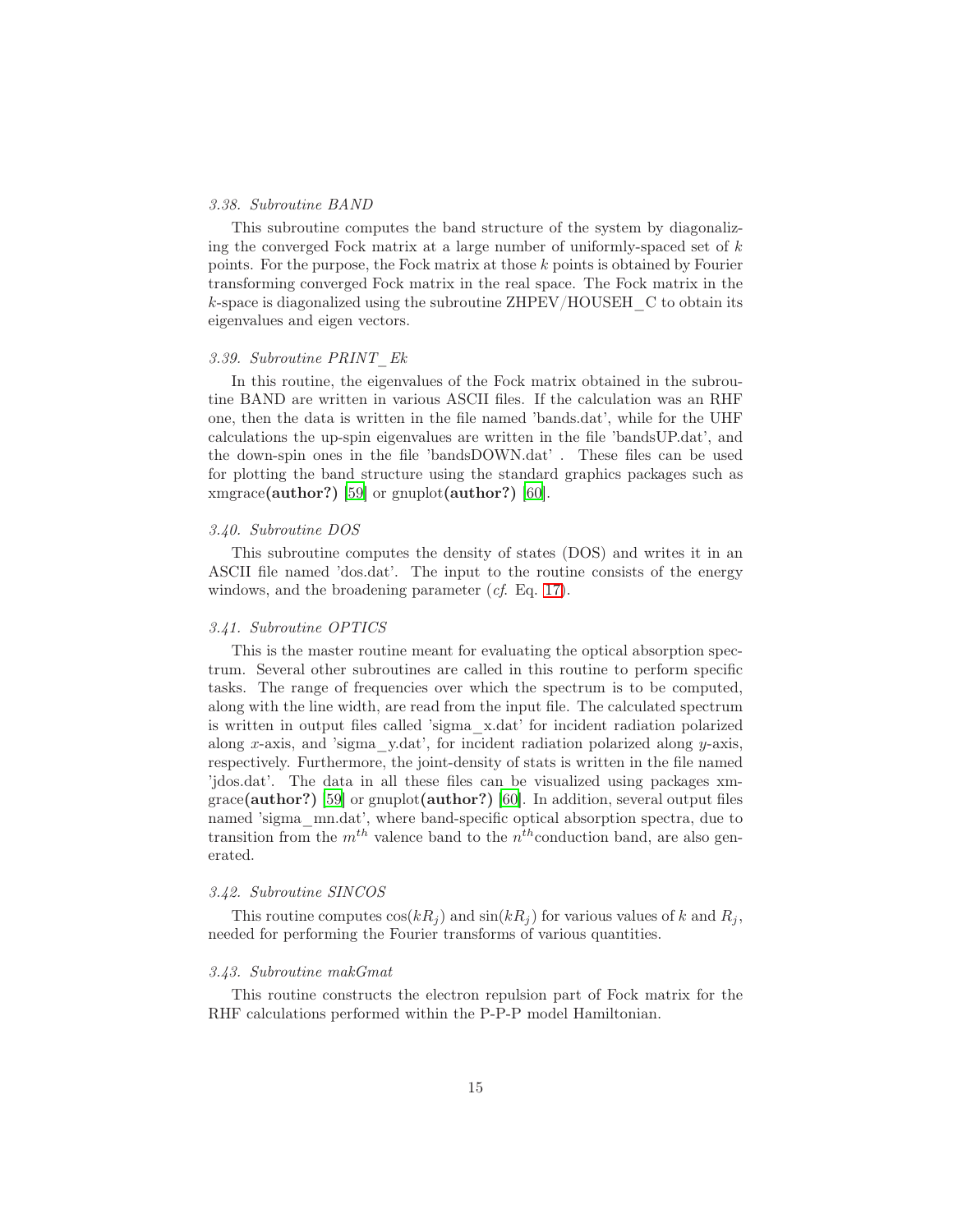### 3.38. Subroutine BAND

This subroutine computes the band structure of the system by diagonalizing the converged Fock matrix at a large number of uniformly-spaced set of $k$ points. For the purpose, the Fock matrix at those $k$ points is obtained by Fourier transforming converged Fock matrix in the real space. The Fock matrix in the $k$-space is diagonalized using the subroutine ZHPEV/HOUSEH_C to obtain its eigenvalues and eigen vectors.

### 3.39. Subroutine PRINT_Ek

In this routine, the eigenvalues of the Fock matrix obtained in the subroutine BAND are written in various ASCII files. If the calculation was an RHF one, then the data is written in the file named 'bands.dat', while for the UHF calculations the up-spin eigenvalues are written in the file 'bandsUP.dat', and the down-spin ones in the file 'bandsDOWN.dat' . These files can be used for plotting the band structure using the standard graphics packages such as xmgrace**(author?)** [59] or gnuplot**(author?)** [60].

### 3.40. Subroutine DOS

This subroutine computes the density of states (DOS) and writes it in an ASCII file named 'dos.dat'. The input to the routine consists of the energy windows, and the broadening parameter (*cf*. Eq. 17).

### 3.41. Subroutine OPTICS

This is the master routine meant for evaluating the optical absorption spectrum. Several other subroutines are called in this routine to perform specific tasks. The range of frequencies over which the spectrum is to be computed, along with the line width, are read from the input file. The calculated spectrum is written in output files called 'sigma_x.dat' for incident radiation polarized along $x$-axis, and 'sigma_y.dat', for incident radiation polarized along $y$-axis, respectively. Furthermore, the joint-density of stats is written in the file named 'jdos.dat'. The data in all these files can be visualized using packages xmgrace**(author?)** [59] or gnuplot**(author?)** [60]. In addition, several output files named 'sigma_mn.dat', where band-specific optical absorption spectra, due to transition from the $m^{th}$ valence band to the $n^{th}$conduction band, are also generated.

### 3.42. Subroutine SINCOS

This routine computes $\cos(kR_j)$ and $\sin(kR_j)$ for various values of $k$ and $R_j$, needed for performing the Fourier transforms of various quantities.

### 3.43. Subroutine makGmat

This routine constructs the electron repulsion part of Fock matrix for the RHF calculations performed within the P-P-P model Hamiltonian.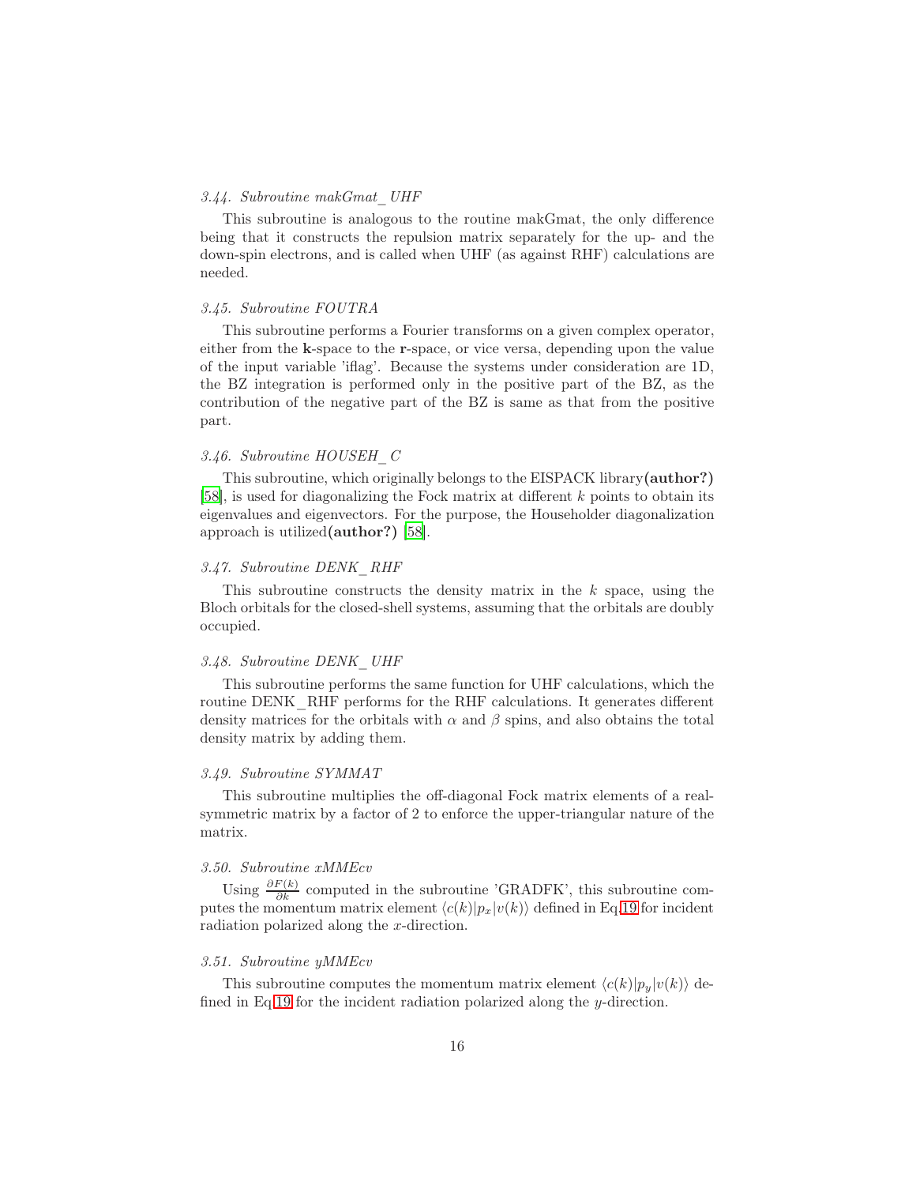### 3.44. *Subroutine makGmat_UHF*

This subroutine is analogous to the routine makGmat, the only difference being that it constructs the repulsion matrix separately for the up- and the down-spin electrons, and is called when UHF (as against RHF) calculations are needed.

### 3.45. *Subroutine FOUTRA*

This subroutine performs a Fourier transforms on a given complex operator, either from the **k**-space to the **r**-space, or vice versa, depending upon the value of the input variable 'iflag'. Because the systems under consideration are 1D, the BZ integration is performed only in the positive part of the BZ, as the contribution of the negative part of the BZ is same as that from the positive part.

### 3.46. *Subroutine HOUSEH_C*

This subroutine, which originally belongs to the EISPACK library**(author?)** [58], is used for diagonalizing the Fock matrix at different $k$ points to obtain its eigenvalues and eigenvectors. For the purpose, the Householder diagonalization approach is utilized**(author?)** [58].

### 3.47. *Subroutine DENK_RHF*

This subroutine constructs the density matrix in the $k$ space, using the Bloch orbitals for the closed-shell systems, assuming that the orbitals are doubly occupied.

### 3.48. *Subroutine DENK_UHF*

This subroutine performs the same function for UHF calculations, which the routine DENK_RHF performs for the RHF calculations. It generates different density matrices for the orbitals with $\alpha$ and $\beta$ spins, and also obtains the total density matrix by adding them.

### 3.49. *Subroutine SYMMAT*

This subroutine multiplies the off-diagonal Fock matrix elements of a real-symmetric matrix by a factor of 2 to enforce the upper-triangular nature of the matrix.

### 3.50. *Subroutine xMMEcv*

Using $\frac{\partial F(k)}{\partial k}$ computed in the subroutine 'GRADFK', this subroutine computes the momentum matrix element $\langle c(k)|p_x|v(k)\rangle$ defined in Eq.19 for incident radiation polarized along the $x$-direction.

### 3.51. *Subroutine yMMEcv*

This subroutine computes the momentum matrix element $\langle c(k)|p_y|v(k)\rangle$ defined in Eq.19 for the incident radiation polarized along the $y$-direction.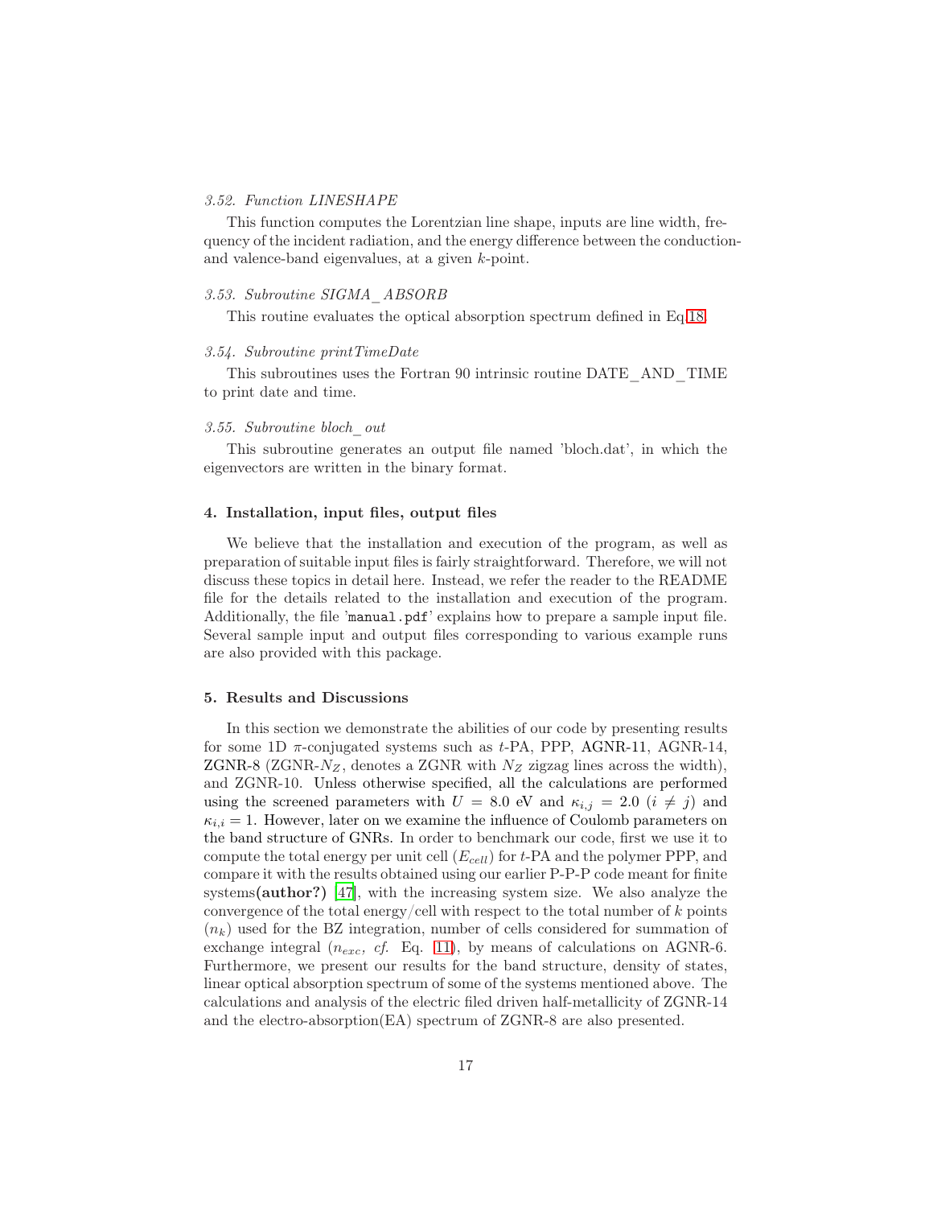*3.52. Function LINESHAPE*

This function computes the Lorentzian line shape, inputs are line width, frequency of the incident radiation, and the energy difference between the conduction- and valence-band eigenvalues, at a given $k$-point.

*3.53. Subroutine SIGMA_ABSORB*

This routine evaluates the optical absorption spectrum defined in Eq.18.

*3.54. Subroutine printTimeDate*

This subroutines uses the Fortran 90 intrinsic routine DATE_AND_TIME to print date and time.

*3.55. Subroutine bloch_out*

This subroutine generates an output file named 'bloch.dat', in which the eigenvectors are written in the binary format.

## 4. Installation, input files, output files

We believe that the installation and execution of the program, as well as preparation of suitable input files is fairly straightforward. Therefore, we will not discuss these topics in detail here. Instead, we refer the reader to the README file for the details related to the installation and execution of the program. Additionally, the file '`manual.pdf`' explains how to prepare a sample input file. Several sample input and output files corresponding to various example runs are also provided with this package.

## 5. Results and Discussions

In this section we demonstrate the abilities of our code by presenting results for some 1D $\pi$-conjugated systems such as $t$-PA, PPP, AGNR-11, AGNR-14, ZGNR-8 (ZGNR-$N_Z$, denotes a ZGNR with $N_Z$ zigzag lines across the width), and ZGNR-10. Unless otherwise specified, all the calculations are performed using the screened parameters with $U = 8.0$ eV and $\kappa_{i,j} = 2.0$ $(i \neq j)$ and $\kappa_{i,i} = 1$. However, later on we examine the influence of Coulomb parameters on the band structure of GNRs. In order to benchmark our code, first we use it to compute the total energy per unit cell ($E_{cell}$) for $t$-PA and the polymer PPP, and compare it with the results obtained using our earlier P-P-P code meant for finite systems**(author?)** [47], with the increasing system size. We also analyze the convergence of the total energy/cell with respect to the total number of $k$ points ($n_k$) used for the BZ integration, number of cells considered for summation of exchange integral ($n_{exc}$, *cf.* Eq. 11), by means of calculations on AGNR-6. Furthermore, we present our results for the band structure, density of states, linear optical absorption spectrum of some of the systems mentioned above. The calculations and analysis of the electric filed driven half-metallicity of ZGNR-14 and the electro-absorption(EA) spectrum of ZGNR-8 are also presented.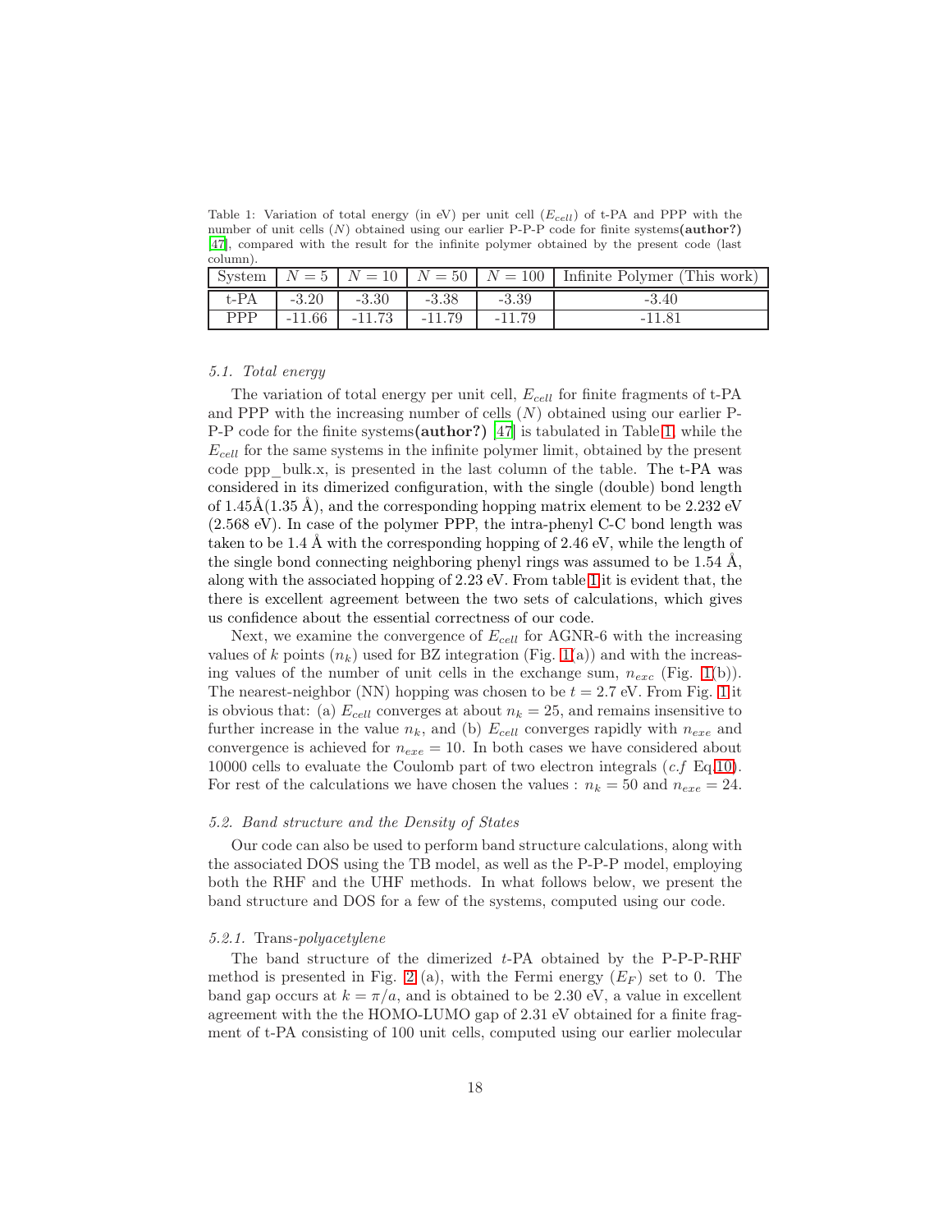Table 1: Variation of total energy (in eV) per unit cell ($E_{cell}$) of t-PA and PPP with the number of unit cells ($N$) obtained using our earlier P-P-P code for finite systems**(author?)** [47], compared with the result for the infinite polymer obtained by the present code (last column).

| System | $N = 5$ | $N = 10$ | $N = 50$ | $N = 100$ | Infinite Polymer (This work) |
|---|---|---|---|---|---|
| t-PA | -3.20 | -3.30 | -3.38 | -3.39 | -3.40 |
| PPP | -11.66 | -11.73 | -11.79 | -11.79 | -11.81 |

### 5.1. Total energy

The variation of total energy per unit cell, $E_{cell}$ for finite fragments of t-PA and PPP with the increasing number of cells ($N$) obtained using our earlier P-P-P code for the finite systems**(author?)** [47] is tabulated in Table 1, while the $E_{cell}$ for the same systems in the infinite polymer limit, obtained by the present code ppp_bulk.x, is presented in the last column of the table. The t-PA was considered in its dimerized configuration, with the single (double) bond length of 1.45Å(1.35 Å), and the corresponding hopping matrix element to be 2.232 eV (2.568 eV). In case of the polymer PPP, the intra-phenyl C-C bond length was taken to be 1.4 Å with the corresponding hopping of 2.46 eV, while the length of the single bond connecting neighboring phenyl rings was assumed to be 1.54 Å, along with the associated hopping of 2.23 eV. From table 1 it is evident that, the there is excellent agreement between the two sets of calculations, which gives us confidence about the essential correctness of our code.

Next, we examine the convergence of $E_{cell}$ for AGNR-6 with the increasing values of $k$ points ($n_k$) used for BZ integration (Fig. 1(a)) and with the increasing values of the number of unit cells in the exchange sum, $n_{exc}$ (Fig. 1(b)). The nearest-neighbor (NN) hopping was chosen to be $t = 2.7$ eV. From Fig. 1 it is obvious that: (a) $E_{cell}$ converges at about $n_k = 25$, and remains insensitive to further increase in the value $n_k$, and (b) $E_{cell}$ converges rapidly with $n_{exe}$ and convergence is achieved for $n_{exe} = 10$. In both cases we have considered about 10000 cells to evaluate the Coulomb part of two electron integrals (*c.f* Eq.10). For rest of the calculations we have chosen the values : $n_k = 50$ and $n_{exe} = 24$.

### 5.2. Band structure and the Density of States

Our code can also be used to perform band structure calculations, along with the associated DOS using the TB model, as well as the P-P-P model, employing both the RHF and the UHF methods. In what follows below, we present the band structure and DOS for a few of the systems, computed using our code.

#### 5.2.1. Trans-*polyacetylene*

The band structure of the dimerized $t$-PA obtained by the P-P-P-RHF method is presented in Fig. 2 (a), with the Fermi energy ($E_F$) set to 0. The band gap occurs at $k = \pi/a$, and is obtained to be 2.30 eV, a value in excellent agreement with the the HOMO-LUMO gap of 2.31 eV obtained for a finite fragment of t-PA consisting of 100 unit cells, computed using our earlier molecular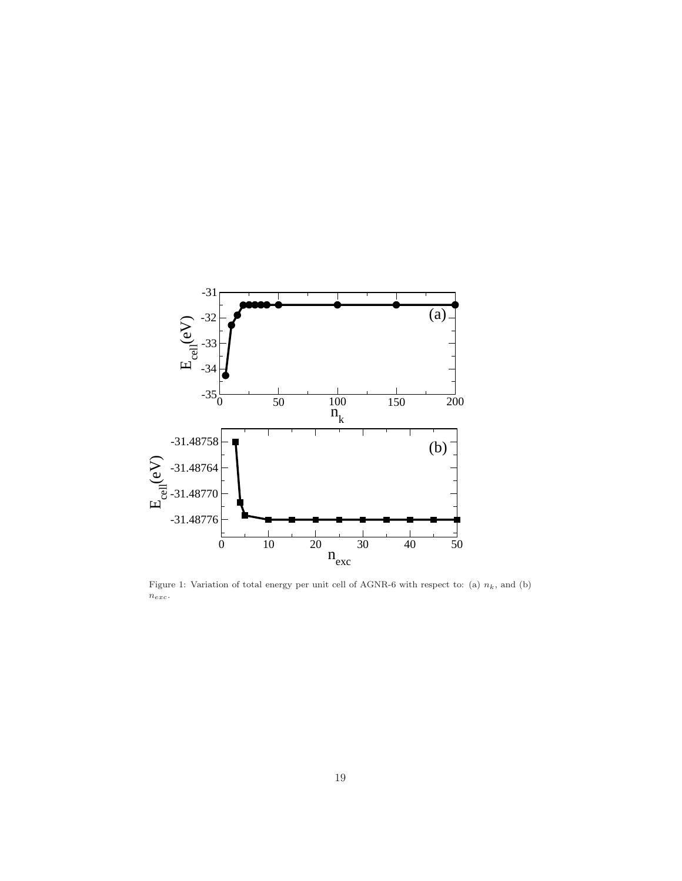Figure 1: Variation of total energy per unit cell of AGNR-6 with respect to: (a) $n_k$, and (b) $n_{exc}$.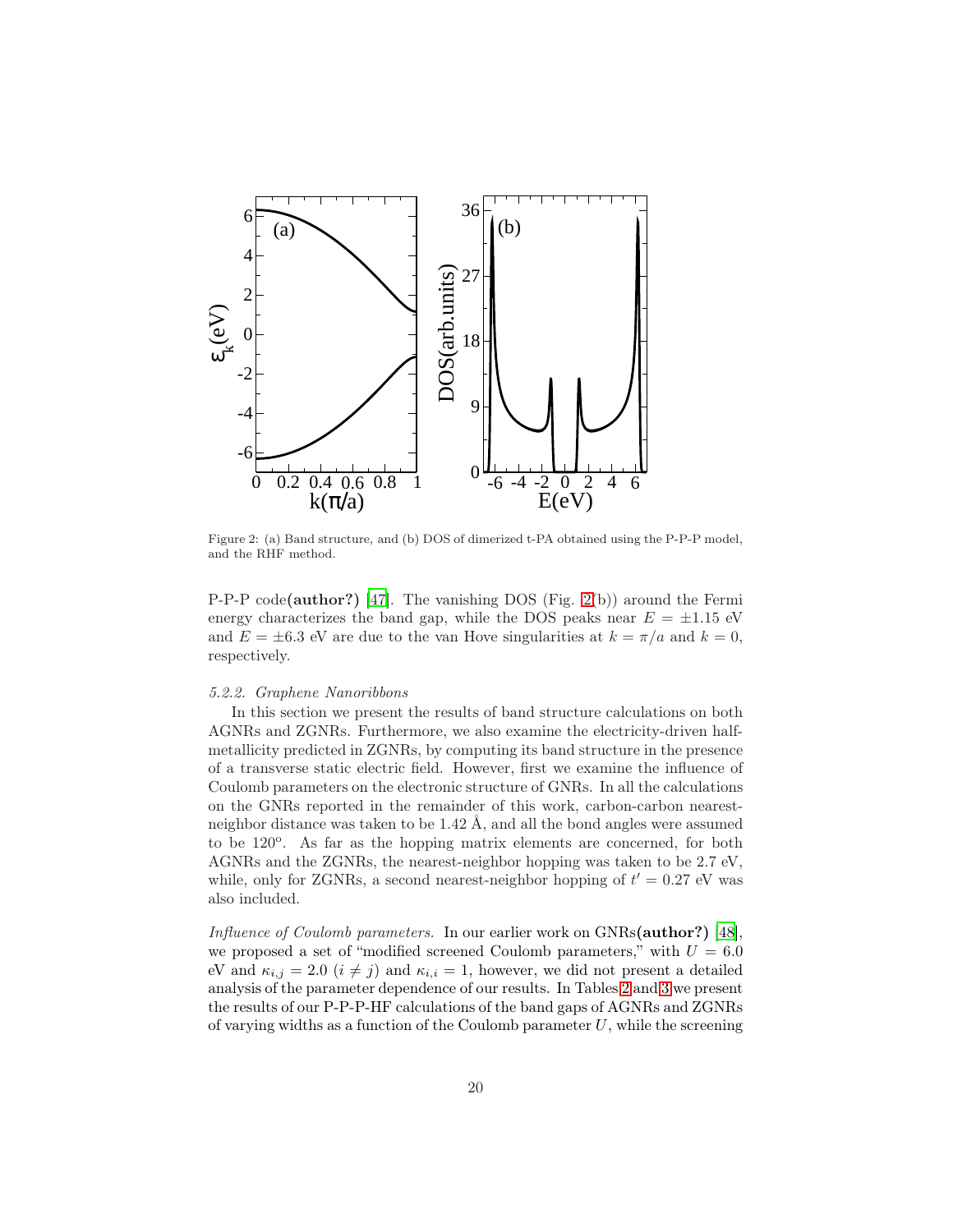Figure 2: (a) Band structure, and (b) DOS of dimerized t-PA obtained using the P-P-P model, and the RHF method.

P-P-P code**(author?)** [47]. The vanishing DOS (Fig. 2(b)) around the Fermi energy characterizes the band gap, while the DOS peaks near $E = \pm 1.15$ eV and $E = \pm 6.3$ eV are due to the van Hove singularities at $k = \pi/a$ and $k = 0$, respectively.

*5.2.2. Graphene Nanoribbons*

In this section we present the results of band structure calculations on both AGNRs and ZGNRs. Furthermore, we also examine the electricity-driven half-metallicity predicted in ZGNRs, by computing its band structure in the presence of a transverse static electric field. However, first we examine the influence of Coulomb parameters on the electronic structure of GNRs. In all the calculations on the GNRs reported in the remainder of this work, carbon-carbon nearest-neighbor distance was taken to be 1.42 Å, and all the bond angles were assumed to be $120^o$. As far as the hopping matrix elements are concerned, for both AGNRs and the ZGNRs, the nearest-neighbor hopping was taken to be 2.7 eV, while, only for ZGNRs, a second nearest-neighbor hopping of $t' = 0.27$ eV was also included.

*Influence of Coulomb parameters.* In our earlier work on GNRs**(author?)** [48], we proposed a set of "modified screened Coulomb parameters," with $U = 6.0$ eV and $\kappa_{i,j} = 2.0$ $(i \neq j)$ and $\kappa_{i,i} = 1$, however, we did not present a detailed analysis of the parameter dependence of our results. In Tables 2 and 3 we present the results of our P-P-P-HF calculations of the band gaps of AGNRs and ZGNRs of varying widths as a function of the Coulomb parameter $U$, while the screening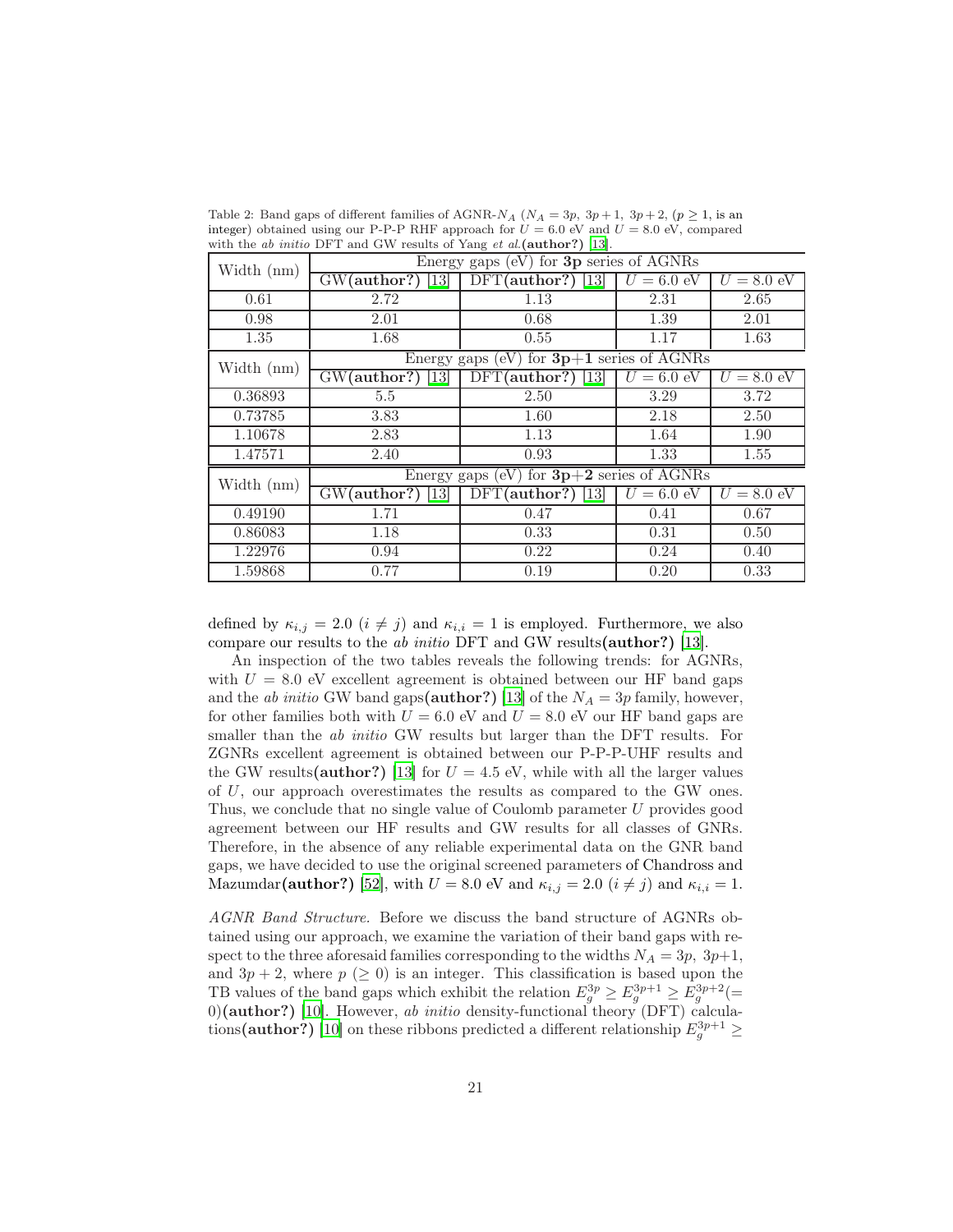Table 2: Band gaps of different families of AGNR-$N_A$ ($N_A = 3p,\ 3p+1,\ 3p+2$, ($p \geq 1$, is an integer) obtained using our P-P-P RHF approach for $U = 6.0$ eV and $U = 8.0$ eV, compared with the *ab initio* DFT and GW results of Yang *et al.*(**author?**) [13].

| Width (nm) | Energy gaps (eV) for **3p** series of AGNRs | | | |
|---|---|---|---|---|
| | GW(**author?**) [13] | DFT(**author?**) [13] | $U = 6.0$ eV | $U = 8.0$ eV |
| 0.61 | 2.72 | 1.13 | 2.31 | 2.65 |
| 0.98 | 2.01 | 0.68 | 1.39 | 2.01 |
| 1.35 | 1.68 | 0.55 | 1.17 | 1.63 |
| Width (nm) | Energy gaps (eV) for **3p+1** series of AGNRs | | | |
| | GW(**author?**) [13] | DFT(**author?**) [13] | $U = 6.0$ eV | $U = 8.0$ eV |
| 0.36893 | 5.5 | 2.50 | 3.29 | 3.72 |
| 0.73785 | 3.83 | 1.60 | 2.18 | 2.50 |
| 1.10678 | 2.83 | 1.13 | 1.64 | 1.90 |
| 1.47571 | 2.40 | 0.93 | 1.33 | 1.55 |
| Width (nm) | Energy gaps (eV) for **3p+2** series of AGNRs | | | |
| | GW(**author?**) [13] | DFT(**author?**) [13] | $U = 6.0$ eV | $U = 8.0$ eV |
| 0.49190 | 1.71 | 0.47 | 0.41 | 0.67 |
| 0.86083 | 1.18 | 0.33 | 0.31 | 0.50 |
| 1.22976 | 0.94 | 0.22 | 0.24 | 0.40 |
| 1.59868 | 0.77 | 0.19 | 0.20 | 0.33 |

defined by $\kappa_{i,j} = 2.0$ ($i \neq j$) and $\kappa_{i,i} = 1$ is employed. Furthermore, we also compare our results to the *ab initio* DFT and GW results(**author?**) [13].

An inspection of the two tables reveals the following trends: for AGNRs, with $U = 8.0$ eV excellent agreement is obtained between our HF band gaps and the *ab initio* GW band gaps(**author?**) [13] of the $N_A = 3p$ family, however, for other families both with $U = 6.0$ eV and $U = 8.0$ eV our HF band gaps are smaller than the *ab initio* GW results but larger than the DFT results. For ZGNRs excellent agreement is obtained between our P-P-P-UHF results and the GW results(**author?**) [13] for $U = 4.5$ eV, while with all the larger values of $U$, our approach overestimates the results as compared to the GW ones. Thus, we conclude that no single value of Coulomb parameter $U$ provides good agreement between our HF results and GW results for all classes of GNRs. Therefore, in the absence of any reliable experimental data on the GNR band gaps, we have decided to use the original screened parameters of Chandross and Mazumdar(**author?**) [52], with $U = 8.0$ eV and $\kappa_{i,j} = 2.0$ ($i \neq j$) and $\kappa_{i,i} = 1$.

*AGNR Band Structure.* Before we discuss the band structure of AGNRs obtained using our approach, we examine the variation of their band gaps with respect to the three aforesaid families corresponding to the widths $N_A = 3p,\ 3p{+}1$, and $3p+2$, where $p$ ($\geq 0$) is an integer. This classification is based upon the TB values of the band gaps which exhibit the relation $E_g^{3p} \geq E_g^{3p+1} \geq E_g^{3p+2} (= 0)$(**author?**) [10]. However, *ab initio* density-functional theory (DFT) calculations(**author?**) [10] on these ribbons predicted a different relationship $E_g^{3p+1} \geq$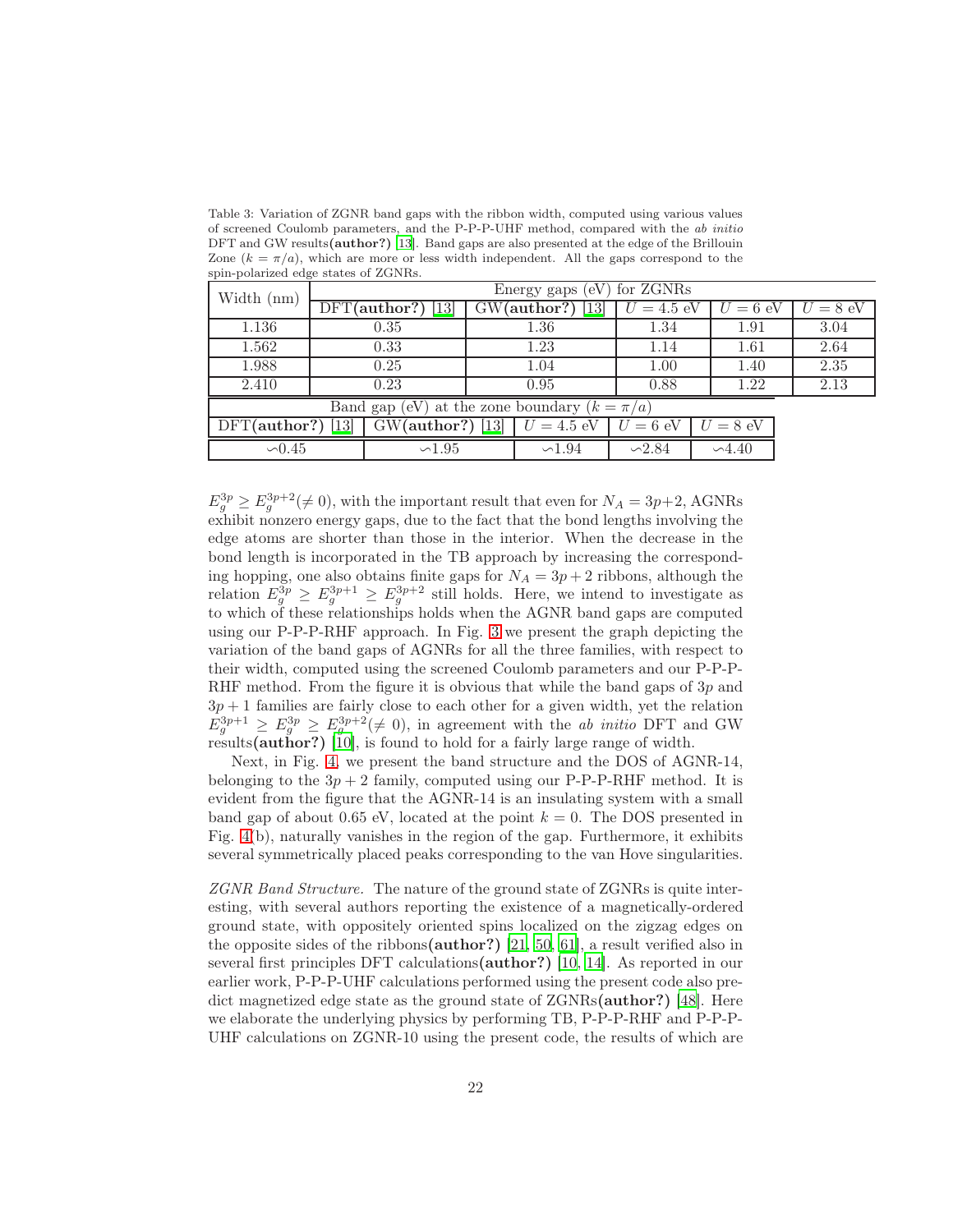Table 3: Variation of ZGNR band gaps with the ribbon width, computed using various values of screened Coulomb parameters, and the P-P-P-UHF method, compared with the *ab initio* DFT and GW results**(author?)** [13]. Band gaps are also presented at the edge of the Brillouin Zone ($k = \pi/a$), which are more or less width independent. All the gaps correspond to the spin-polarized edge states of ZGNRs.

| Width (nm) | Energy gaps (eV) for ZGNRs | | | | |
|---|---|---|---|---|---|
| | DFT**(author?)** [13] | GW**(author?)** [13] | $U = 4.5$ eV | $U = 6$ eV | $U = 8$ eV |
| 1.136 | 0.35 | 1.36 | 1.34 | 1.91 | 3.04 |
| 1.562 | 0.33 | 1.23 | 1.14 | 1.61 | 2.64 |
| 1.988 | 0.25 | 1.04 | 1.00 | 1.40 | 2.35 |
| 2.410 | 0.23 | 0.95 | 0.88 | 1.22 | 2.13 |

| Band gap (eV) at the zone boundary ($k = \pi/a$) | | | | |
|---|---|---|---|---|
| DFT**(author?)** [13] | GW**(author?)** [13] | $U = 4.5$ eV | $U = 6$ eV | $U = 8$ eV |
| ∽0.45 | ∽1.95 | ∽1.94 | ∽2.84 | ∽4.40 |

$E_g^{3p} \geq E_g^{3p+2} (\neq 0)$, with the important result that even for $N_A = 3p+2$, AGNRs exhibit nonzero energy gaps, due to the fact that the bond lengths involving the edge atoms are shorter than those in the interior. When the decrease in the bond length is incorporated in the TB approach by increasing the corresponding hopping, one also obtains finite gaps for $N_A = 3p + 2$ ribbons, although the relation $E_g^{3p} \geq E_g^{3p+1} \geq E_g^{3p+2}$ still holds. Here, we intend to investigate as to which of these relationships holds when the AGNR band gaps are computed using our P-P-P-RHF approach. In Fig. 3 we present the graph depicting the variation of the band gaps of AGNRs for all the three families, with respect to their width, computed using the screened Coulomb parameters and our P-P-P-RHF method. From the figure it is obvious that while the band gaps of $3p$ and $3p + 1$ families are fairly close to each other for a given width, yet the relation $E_g^{3p+1} \geq E_g^{3p} \geq E_g^{3p+2} (\neq 0)$, in agreement with the *ab initio* DFT and GW results**(author?)** [10], is found to hold for a fairly large range of width.

Next, in Fig. 4, we present the band structure and the DOS of AGNR-14, belonging to the $3p + 2$ family, computed using our P-P-P-RHF method. It is evident from the figure that the AGNR-14 is an insulating system with a small band gap of about 0.65 eV, located at the point $k = 0$. The DOS presented in Fig. 4(b), naturally vanishes in the region of the gap. Furthermore, it exhibits several symmetrically placed peaks corresponding to the van Hove singularities.

*ZGNR Band Structure.* The nature of the ground state of ZGNRs is quite interesting, with several authors reporting the existence of a magnetically-ordered ground state, with oppositely oriented spins localized on the zigzag edges on the opposite sides of the ribbons**(author?)** [21, 50, 61], a result verified also in several first principles DFT calculations**(author?)** [10, 14]. As reported in our earlier work, P-P-P-UHF calculations performed using the present code also predict magnetized edge state as the ground state of ZGNRs**(author?)** [48]. Here we elaborate the underlying physics by performing TB, P-P-P-RHF and P-P-P-UHF calculations on ZGNR-10 using the present code, the results of which are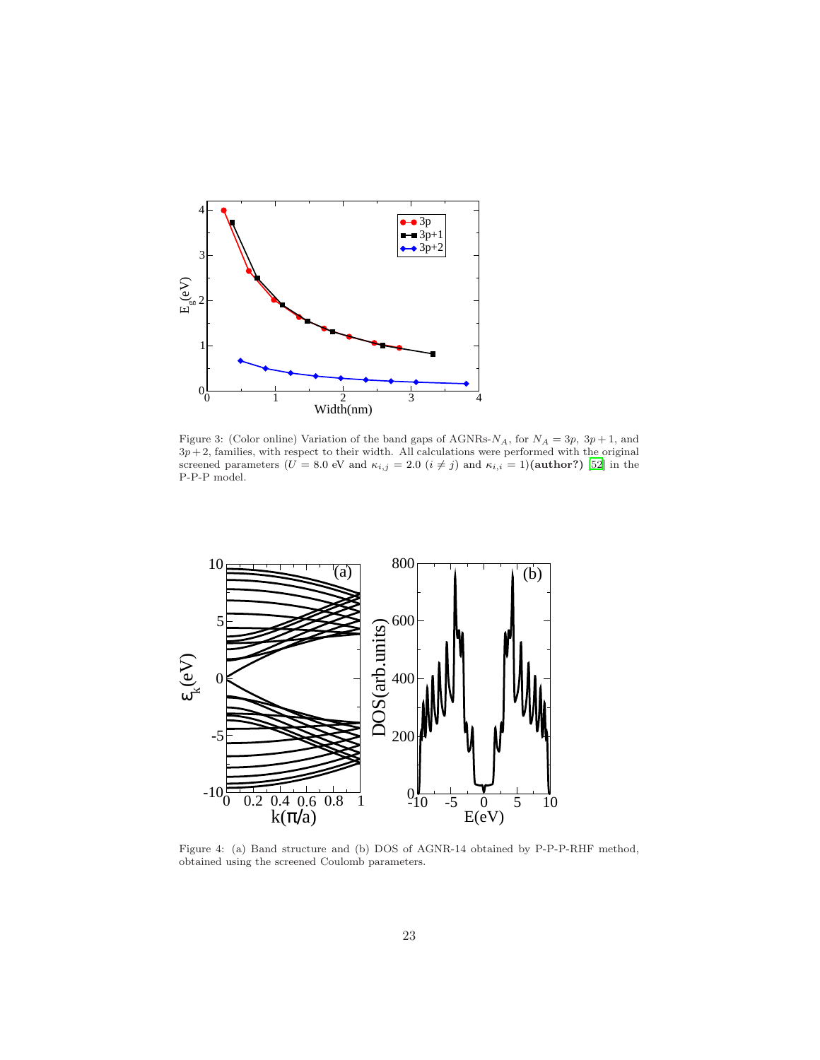Figure 3: (Color online) Variation of the band gaps of AGNRs-$N_A$, for $N_A = 3p$, $3p+1$, and $3p+2$, families, with respect to their width. All calculations were performed with the original screened parameters ($U = 8.0$ eV and $\kappa_{i,j} = 2.0$ ($i \neq j$) and $\kappa_{i,i} = 1$)**(author?)** [52] in the P-P-P model.

Figure 4: (a) Band structure and (b) DOS of AGNR-14 obtained by P-P-P-RHF method, obtained using the screened Coulomb parameters.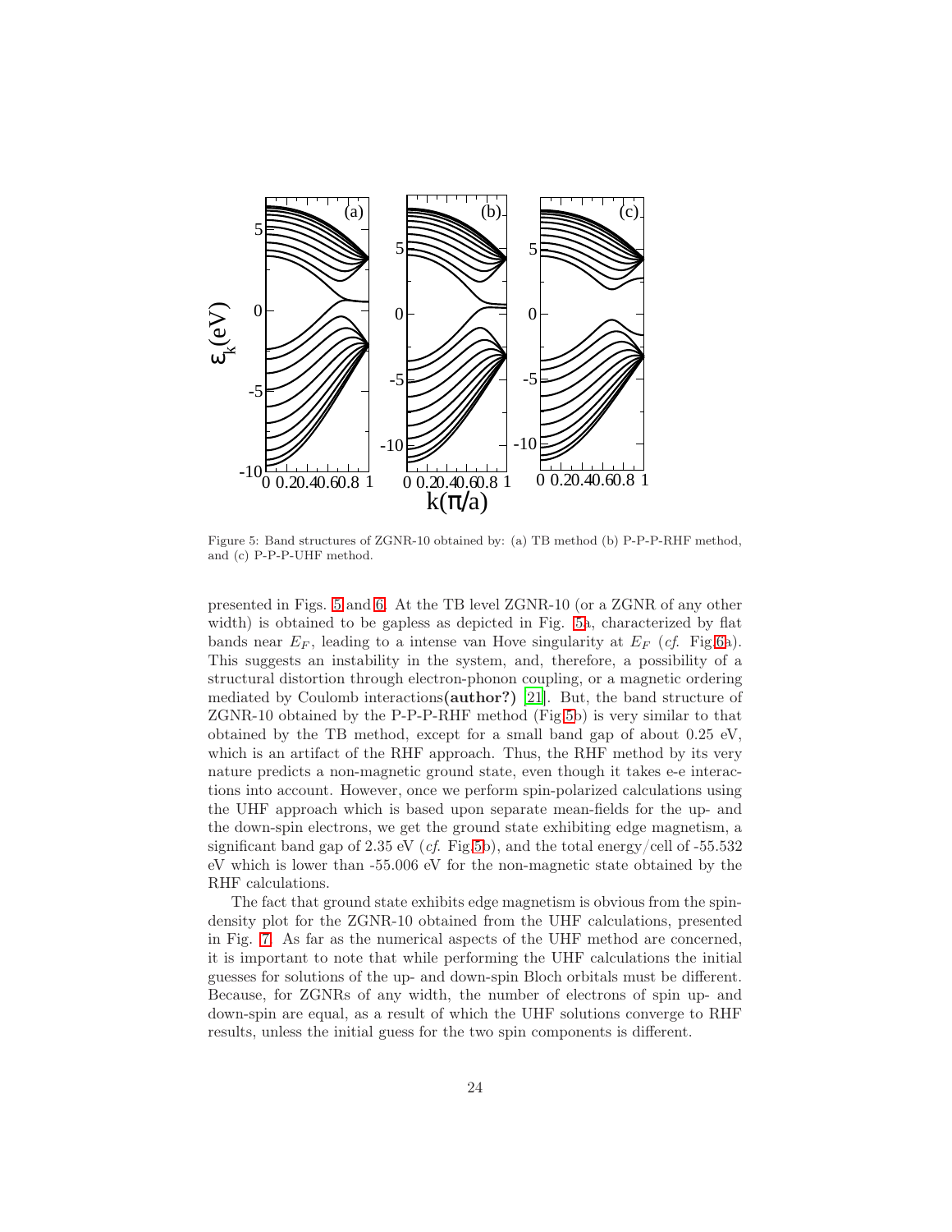Figure 5: Band structures of ZGNR-10 obtained by: (a) TB method (b) P-P-P-RHF method, and (c) P-P-P-UHF method.

presented in Figs. 5 and 6. At the TB level ZGNR-10 (or a ZGNR of any other width) is obtained to be gapless as depicted in Fig. 5a, characterized by flat bands near $E_F$, leading to a intense van Hove singularity at $E_F$ (*cf.* Fig.6a). This suggests an instability in the system, and, therefore, a possibility of a structural distortion through electron-phonon coupling, or a magnetic ordering mediated by Coulomb interactions**(author?)** [21]. But, the band structure of ZGNR-10 obtained by the P-P-P-RHF method (Fig.5b) is very similar to that obtained by the TB method, except for a small band gap of about 0.25 eV, which is an artifact of the RHF approach. Thus, the RHF method by its very nature predicts a non-magnetic ground state, even though it takes e-e interactions into account. However, once we perform spin-polarized calculations using the UHF approach which is based upon separate mean-fields for the up- and the down-spin electrons, we get the ground state exhibiting edge magnetism, a significant band gap of 2.35 eV (*cf.* Fig.5b), and the total energy/cell of -55.532 eV which is lower than -55.006 eV for the non-magnetic state obtained by the RHF calculations.

The fact that ground state exhibits edge magnetism is obvious from the spin-density plot for the ZGNR-10 obtained from the UHF calculations, presented in Fig. 7. As far as the numerical aspects of the UHF method are concerned, it is important to note that while performing the UHF calculations the initial guesses for solutions of the up- and down-spin Bloch orbitals must be different. Because, for ZGNRs of any width, the number of electrons of spin up- and down-spin are equal, as a result of which the UHF solutions converge to RHF results, unless the initial guess for the two spin components is different.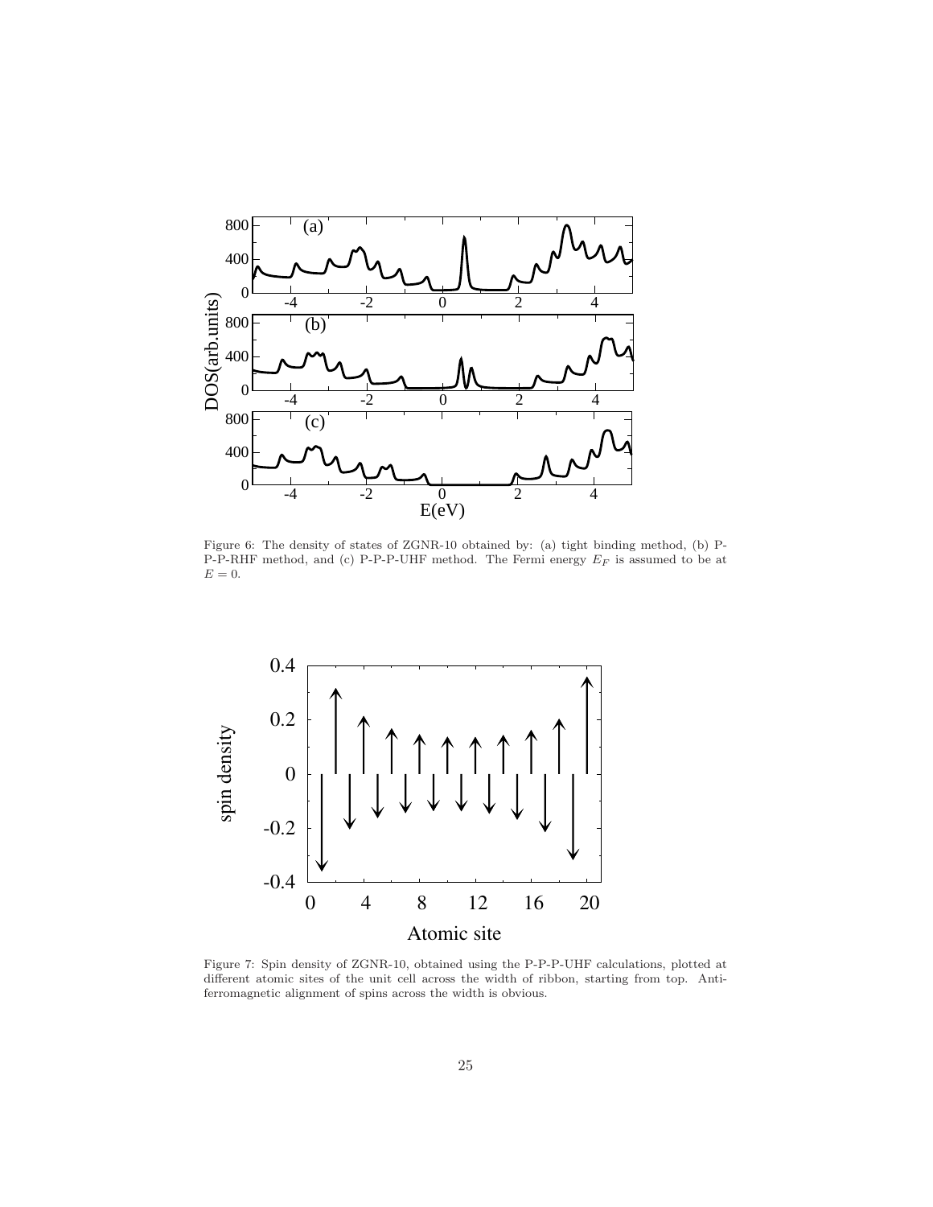Figure 6: The density of states of ZGNR-10 obtained by: (a) tight binding method, (b) P-P-P-RHF method, and (c) P-P-P-UHF method. The Fermi energy $E_F$ is assumed to be at $E = 0$.

Figure 7: Spin density of ZGNR-10, obtained using the P-P-P-UHF calculations, plotted at different atomic sites of the unit cell across the width of ribbon, starting from top. Anti-ferromagnetic alignment of spins across the width is obvious.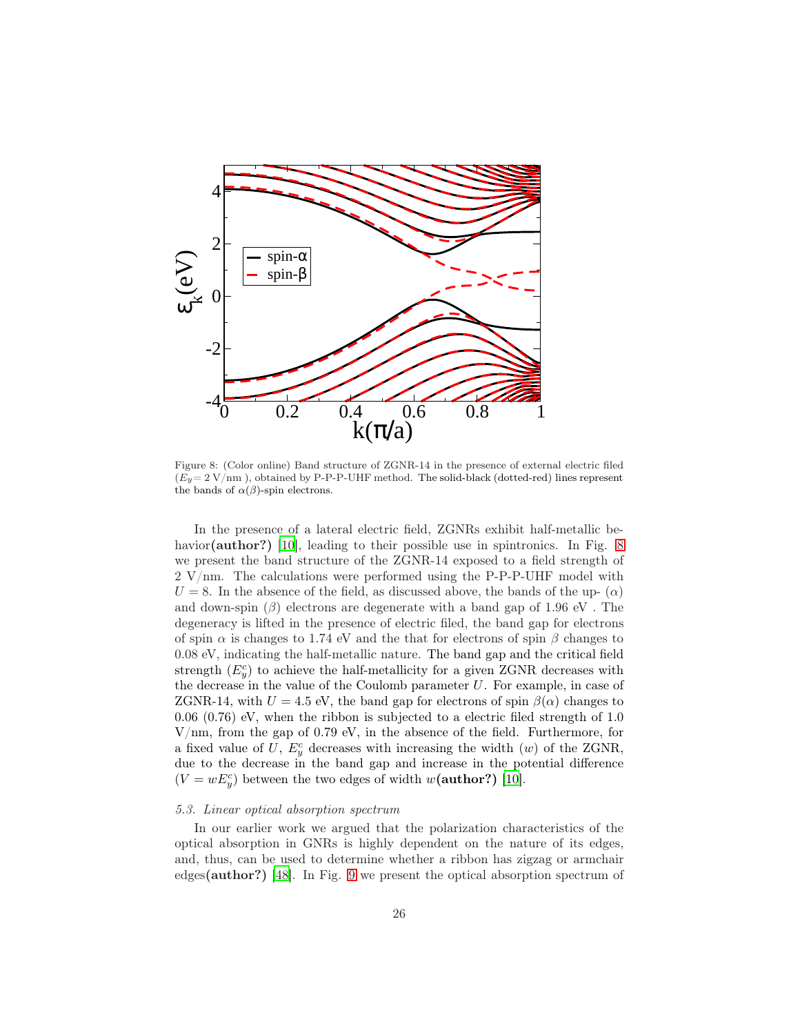Figure 8: (Color online) Band structure of ZGNR-14 in the presence of external electric filed ($E_y$= 2 V/nm ), obtained by P-P-P-UHF method. The solid-black (dotted-red) lines represent the bands of $\alpha(\beta)$-spin electrons.

In the presence of a lateral electric field, ZGNRs exhibit half-metallic behavior**(author?)** [10], leading to their possible use in spintronics. In Fig. 8 we present the band structure of the ZGNR-14 exposed to a field strength of 2 V/nm. The calculations were performed using the P-P-P-UHF model with $U = 8$. In the absence of the field, as discussed above, the bands of the up- ($\alpha$) and down-spin ($\beta$) electrons are degenerate with a band gap of 1.96 eV . The degeneracy is lifted in the presence of electric filed, the band gap for electrons of spin $\alpha$ is changes to 1.74 eV and the that for electrons of spin $\beta$ changes to 0.08 eV, indicating the half-metallic nature. The band gap and the critical field strength ($E_y^c$) to achieve the half-metallicity for a given ZGNR decreases with the decrease in the value of the Coulomb parameter $U$. For example, in case of ZGNR-14, with $U = 4.5$ eV, the band gap for electrons of spin $\beta(\alpha)$ changes to 0.06 (0.76) eV, when the ribbon is subjected to a electric filed strength of 1.0 V/nm, from the gap of 0.79 eV, in the absence of the field. Furthermore, for a fixed value of $U$, $E_y^c$ decreases with increasing the width ($w$) of the ZGNR, due to the decrease in the band gap and increase in the potential difference ($V = wE_y^c$) between the two edges of width $w$**(author?)** [10].

### 5.3. Linear optical absorption spectrum

In our earlier work we argued that the polarization characteristics of the optical absorption in GNRs is highly dependent on the nature of its edges, and, thus, can be used to determine whether a ribbon has zigzag or armchair edges**(author?)** [48]. In Fig. 9 we present the optical absorption spectrum of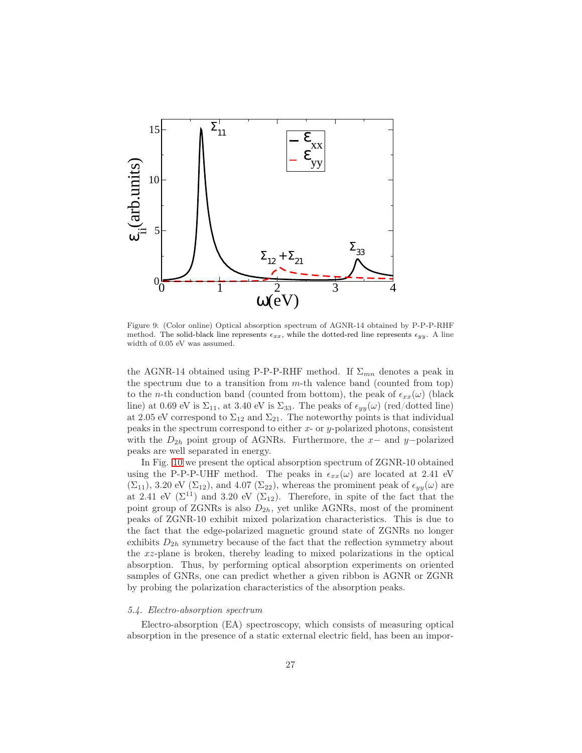Figure 9: (Color online) Optical absorption spectrum of AGNR-14 obtained by P-P-P-RHF method. The solid-black line represents $\epsilon_{xx}$, while the dotted-red line represents $\epsilon_{yy}$. A line width of 0.05 eV was assumed.

the AGNR-14 obtained using P-P-P-RHF method. If $\Sigma_{mn}$ denotes a peak in the spectrum due to a transition from $m$-th valence band (counted from top) to the $n$-th conduction band (counted from bottom), the peak of $\epsilon_{xx}(\omega)$ (black line) at 0.69 eV is $\Sigma_{11}$, at 3.40 eV is $\Sigma_{33}$. The peaks of $\epsilon_{yy}(\omega)$ (red/dotted line) at 2.05 eV correspond to $\Sigma_{12}$ and $\Sigma_{21}$. The noteworthy points is that individual peaks in the spectrum correspond to either $x$- or $y$-polarized photons, consistent with the $D_{2h}$ point group of AGNRs. Furthermore, the $x-$ and $y-$polarized peaks are well separated in energy.

In Fig. 10 we present the optical absorption spectrum of ZGNR-10 obtained using the P-P-P-UHF method. The peaks in $\epsilon_{xx}(\omega)$ are located at 2.41 eV ($\Sigma_{11}$), 3.20 eV ($\Sigma_{12}$), and 4.07 ($\Sigma_{22}$), whereas the prominent peak of $\epsilon_{yy}(\omega)$ are at 2.41 eV ($\Sigma^{11}$) and 3.20 eV ($\Sigma_{12}$). Therefore, in spite of the fact that the point group of ZGNRs is also $D_{2h}$, yet unlike AGNRs, most of the prominent peaks of ZGNR-10 exhibit mixed polarization characteristics. This is due to the fact that the edge-polarized magnetic ground state of ZGNRs no longer exhibits $D_{2h}$ symmetry because of the fact that the reflection symmetry about the $xz$-plane is broken, thereby leading to mixed polarizations in the optical absorption. Thus, by performing optical absorption experiments on oriented samples of GNRs, one can predict whether a given ribbon is AGNR or ZGNR by probing the polarization characteristics of the absorption peaks.

### *5.4. Electro-absorption spectrum*

Electro-absorption (EA) spectroscopy, which consists of measuring optical absorption in the presence of a static external electric field, has been an impor-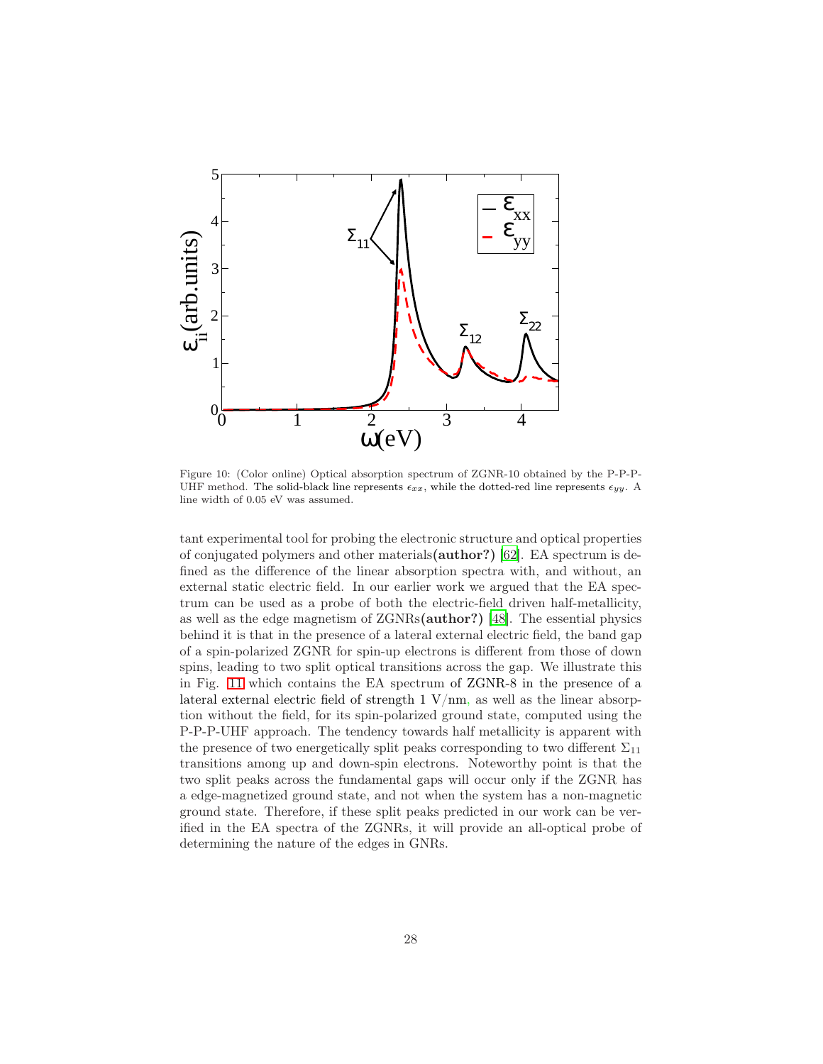Figure 10: (Color online) Optical absorption spectrum of ZGNR-10 obtained by the P-P-P-UHF method. The solid-black line represents $\epsilon_{xx}$, while the dotted-red line represents $\epsilon_{yy}$. A line width of 0.05 eV was assumed.

tant experimental tool for probing the electronic structure and optical properties of conjugated polymers and other materials**(author?)** [62]. EA spectrum is defined as the difference of the linear absorption spectra with, and without, an external static electric field. In our earlier work we argued that the EA spectrum can be used as a probe of both the electric-field driven half-metallicity, as well as the edge magnetism of ZGNRs**(author?)** [48]. The essential physics behind it is that in the presence of a lateral external electric field, the band gap of a spin-polarized ZGNR for spin-up electrons is different from those of down spins, leading to two split optical transitions across the gap. We illustrate this in Fig. 11 which contains the EA spectrum of ZGNR-8 in the presence of a lateral external electric field of strength 1 V/nm, as well as the linear absorption without the field, for its spin-polarized ground state, computed using the P-P-P-UHF approach. The tendency towards half metallicity is apparent with the presence of two energetically split peaks corresponding to two different $\Sigma_{11}$ transitions among up and down-spin electrons. Noteworthy point is that the two split peaks across the fundamental gaps will occur only if the ZGNR has a edge-magnetized ground state, and not when the system has a non-magnetic ground state. Therefore, if these split peaks predicted in our work can be verified in the EA spectra of the ZGNRs, it will provide an all-optical probe of determining the nature of the edges in GNRs.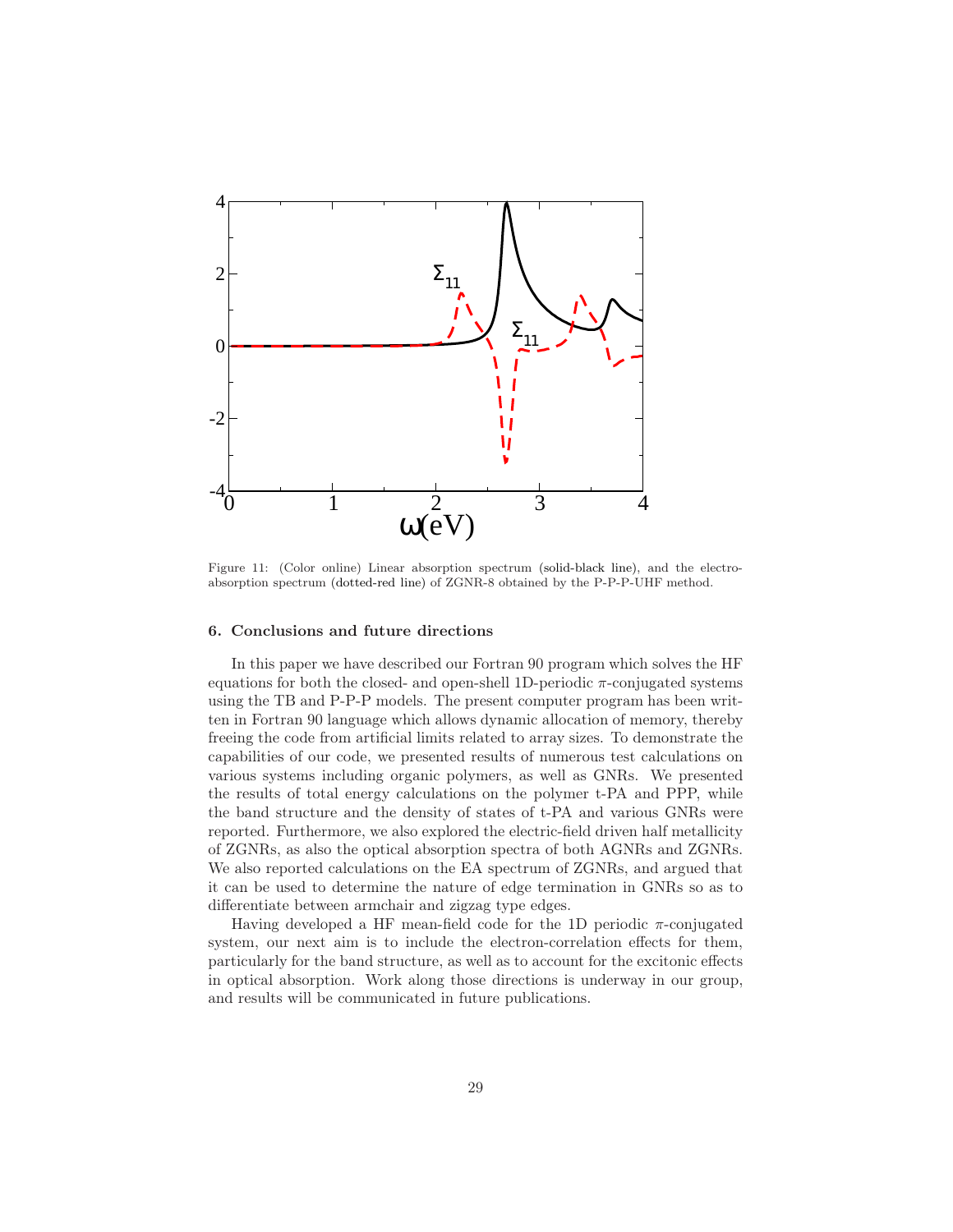Figure 11: (Color online) Linear absorption spectrum (solid-black line), and the electro-absorption spectrum (dotted-red line) of ZGNR-8 obtained by the P-P-P-UHF method.

## 6. Conclusions and future directions

In this paper we have described our Fortran 90 program which solves the HF equations for both the closed- and open-shell 1D-periodic $\pi$-conjugated systems using the TB and P-P-P models. The present computer program has been written in Fortran 90 language which allows dynamic allocation of memory, thereby freeing the code from artificial limits related to array sizes. To demonstrate the capabilities of our code, we presented results of numerous test calculations on various systems including organic polymers, as well as GNRs. We presented the results of total energy calculations on the polymer t-PA and PPP, while the band structure and the density of states of t-PA and various GNRs were reported. Furthermore, we also explored the electric-field driven half metallicity of ZGNRs, as also the optical absorption spectra of both AGNRs and ZGNRs. We also reported calculations on the EA spectrum of ZGNRs, and argued that it can be used to determine the nature of edge termination in GNRs so as to differentiate between armchair and zigzag type edges.

Having developed a HF mean-field code for the 1D periodic $\pi$-conjugated system, our next aim is to include the electron-correlation effects for them, particularly for the band structure, as well as to account for the excitonic effects in optical absorption. Work along those directions is underway in our group, and results will be communicated in future publications.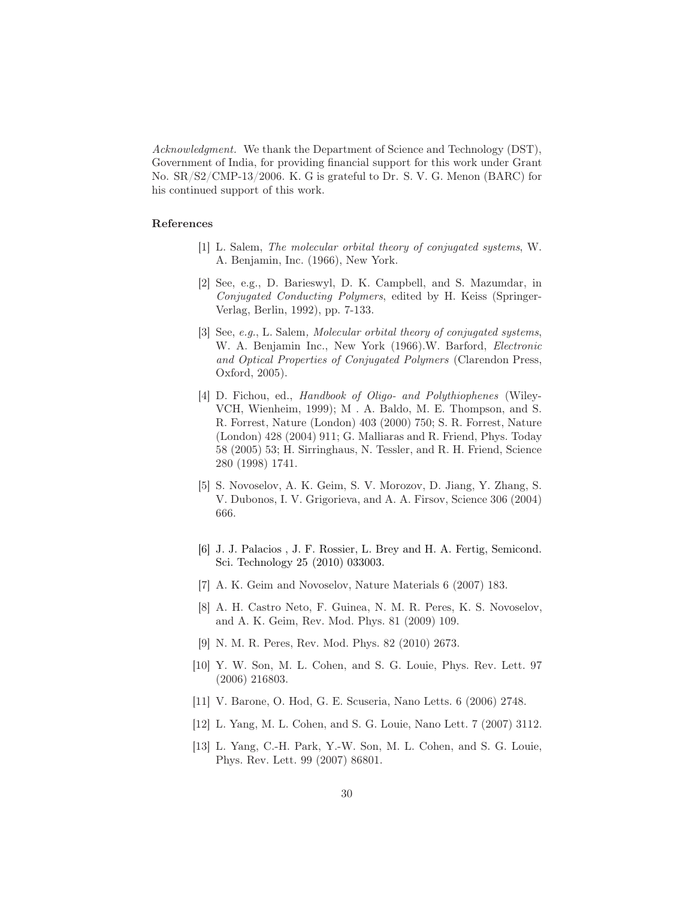*Acknowledgment.* We thank the Department of Science and Technology (DST), Government of India, for providing financial support for this work under Grant No. SR/S2/CMP-13/2006. K. G is grateful to Dr. S. V. G. Menon (BARC) for his continued support of this work.

## References

[1] L. Salem, *The molecular orbital theory of conjugated systems*, W. A. Benjamin, Inc. (1966), New York.

[2] See, e.g., D. Barieswyl, D. K. Campbell, and S. Mazumdar, in *Conjugated Conducting Polymers*, edited by H. Keiss (Springer-Verlag, Berlin, 1992), pp. 7-133.

[3] See, *e.g.*, L. Salem*, Molecular orbital theory of conjugated systems*, W. A. Benjamin Inc., New York (1966).W. Barford, *Electronic and Optical Properties of Conjugated Polymers* (Clarendon Press, Oxford, 2005).

[4] D. Fichou, ed., *Handbook of Oligo- and Polythiophenes* (Wiley-VCH, Wienheim, 1999); M . A. Baldo, M. E. Thompson, and S. R. Forrest, Nature (London) 403 (2000) 750; S. R. Forrest, Nature (London) 428 (2004) 911; G. Malliaras and R. Friend, Phys. Today 58 (2005) 53; H. Sirringhaus, N. Tessler, and R. H. Friend, Science 280 (1998) 1741.

[5] S. Novoselov, A. K. Geim, S. V. Morozov, D. Jiang, Y. Zhang, S. V. Dubonos, I. V. Grigorieva, and A. A. Firsov, Science 306 (2004) 666.

[6] J. J. Palacios , J. F. Rossier, L. Brey and H. A. Fertig, Semicond. Sci. Technology 25 (2010) 033003.

[7] A. K. Geim and Novoselov, Nature Materials 6 (2007) 183.

[8] A. H. Castro Neto, F. Guinea, N. M. R. Peres, K. S. Novoselov, and A. K. Geim, Rev. Mod. Phys. 81 (2009) 109.

[9] N. M. R. Peres, Rev. Mod. Phys. 82 (2010) 2673.

[10] Y. W. Son, M. L. Cohen, and S. G. Louie, Phys. Rev. Lett. 97 (2006) 216803.

[11] V. Barone, O. Hod, G. E. Scuseria, Nano Letts. 6 (2006) 2748.

[12] L. Yang, M. L. Cohen, and S. G. Louie, Nano Lett. 7 (2007) 3112.

[13] L. Yang, C.-H. Park, Y.-W. Son, M. L. Cohen, and S. G. Louie, Phys. Rev. Lett. 99 (2007) 86801.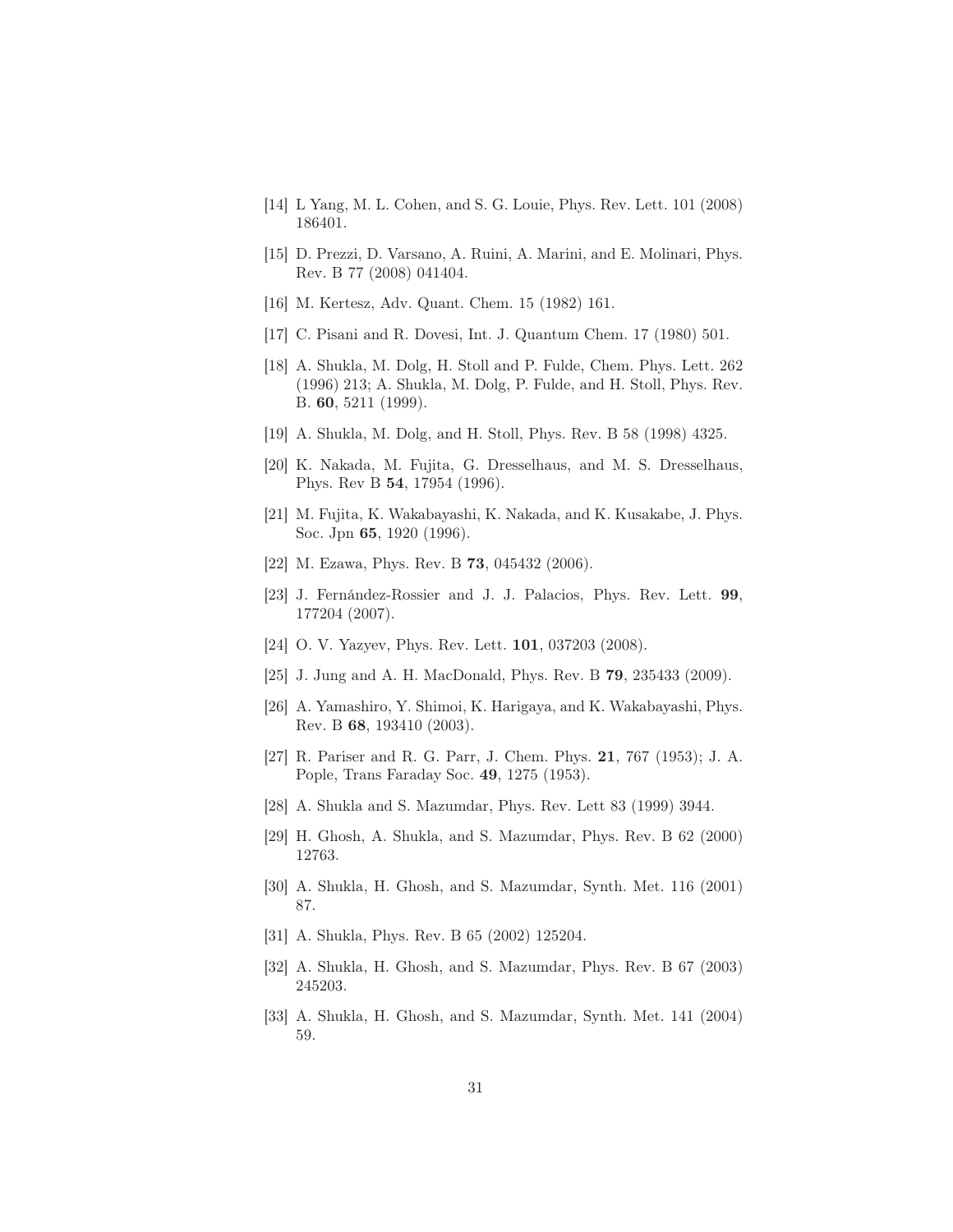[14] L Yang, M. L. Cohen, and S. G. Louie, Phys. Rev. Lett. 101 (2008) 186401.

[15] D. Prezzi, D. Varsano, A. Ruini, A. Marini, and E. Molinari, Phys. Rev. B 77 (2008) 041404.

[16] M. Kertesz, Adv. Quant. Chem. 15 (1982) 161.

[17] C. Pisani and R. Dovesi, Int. J. Quantum Chem. 17 (1980) 501.

[18] A. Shukla, M. Dolg, H. Stoll and P. Fulde, Chem. Phys. Lett. 262 (1996) 213; A. Shukla, M. Dolg, P. Fulde, and H. Stoll, Phys. Rev. B. **60**, 5211 (1999).

[19] A. Shukla, M. Dolg, and H. Stoll, Phys. Rev. B 58 (1998) 4325.

[20] K. Nakada, M. Fujita, G. Dresselhaus, and M. S. Dresselhaus, Phys. Rev B **54**, 17954 (1996).

[21] M. Fujita, K. Wakabayashi, K. Nakada, and K. Kusakabe, J. Phys. Soc. Jpn **65**, 1920 (1996).

[22] M. Ezawa, Phys. Rev. B **73**, 045432 (2006).

[23] J. Fernández-Rossier and J. J. Palacios, Phys. Rev. Lett. **99**, 177204 (2007).

[24] O. V. Yazyev, Phys. Rev. Lett. **101**, 037203 (2008).

[25] J. Jung and A. H. MacDonald, Phys. Rev. B **79**, 235433 (2009).

[26] A. Yamashiro, Y. Shimoi, K. Harigaya, and K. Wakabayashi, Phys. Rev. B **68**, 193410 (2003).

[27] R. Pariser and R. G. Parr, J. Chem. Phys. **21**, 767 (1953); J. A. Pople, Trans Faraday Soc. **49**, 1275 (1953).

[28] A. Shukla and S. Mazumdar, Phys. Rev. Lett 83 (1999) 3944.

[29] H. Ghosh, A. Shukla, and S. Mazumdar, Phys. Rev. B 62 (2000) 12763.

[30] A. Shukla, H. Ghosh, and S. Mazumdar, Synth. Met. 116 (2001) 87.

[31] A. Shukla, Phys. Rev. B 65 (2002) 125204.

[32] A. Shukla, H. Ghosh, and S. Mazumdar, Phys. Rev. B 67 (2003) 245203.

[33] A. Shukla, H. Ghosh, and S. Mazumdar, Synth. Met. 141 (2004) 59.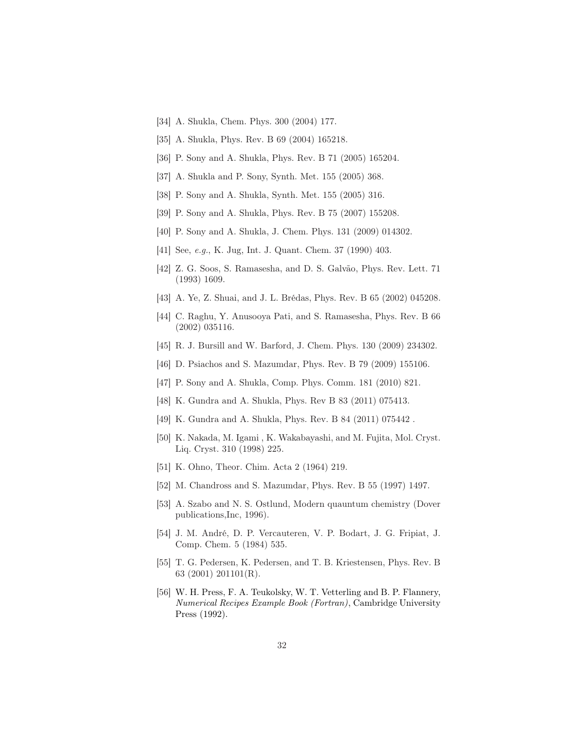[34] A. Shukla, Chem. Phys. 300 (2004) 177.

[35] A. Shukla, Phys. Rev. B 69 (2004) 165218.

[36] P. Sony and A. Shukla, Phys. Rev. B 71 (2005) 165204.

[37] A. Shukla and P. Sony, Synth. Met. 155 (2005) 368.

[38] P. Sony and A. Shukla, Synth. Met. 155 (2005) 316.

[39] P. Sony and A. Shukla, Phys. Rev. B 75 (2007) 155208.

[40] P. Sony and A. Shukla, J. Chem. Phys. 131 (2009) 014302.

[41] See, *e.g.*, K. Jug, Int. J. Quant. Chem. 37 (1990) 403.

[42] Z. G. Soos, S. Ramasesha, and D. S. Galvão, Phys. Rev. Lett. 71 (1993) 1609.

[43] A. Ye, Z. Shuai, and J. L. Brédas, Phys. Rev. B 65 (2002) 045208.

[44] C. Raghu, Y. Anusooya Pati, and S. Ramasesha, Phys. Rev. B 66 (2002) 035116.

[45] R. J. Bursill and W. Barford, J. Chem. Phys. 130 (2009) 234302.

[46] D. Psiachos and S. Mazumdar, Phys. Rev. B 79 (2009) 155106.

[47] P. Sony and A. Shukla, Comp. Phys. Comm. 181 (2010) 821.

[48] K. Gundra and A. Shukla, Phys. Rev B 83 (2011) 075413.

[49] K. Gundra and A. Shukla, Phys. Rev. B 84 (2011) 075442 .

[50] K. Nakada, M. Igami , K. Wakabayashi, and M. Fujita, Mol. Cryst. Liq. Cryst. 310 (1998) 225.

[51] K. Ohno, Theor. Chim. Acta 2 (1964) 219.

[52] M. Chandross and S. Mazumdar, Phys. Rev. B 55 (1997) 1497.

[53] A. Szabo and N. S. Ostlund, Modern quauntum chemistry (Dover publications,Inc, 1996).

[54] J. M. André, D. P. Vercauteren, V. P. Bodart, J. G. Fripiat, J. Comp. Chem. 5 (1984) 535.

[55] T. G. Pedersen, K. Pedersen, and T. B. Kriestensen, Phys. Rev. B 63 (2001) 201101(R).

[56] W. H. Press, F. A. Teukolsky, W. T. Vetterling and B. P. Flannery, *Numerical Recipes Example Book (Fortran)*, Cambridge University Press (1992).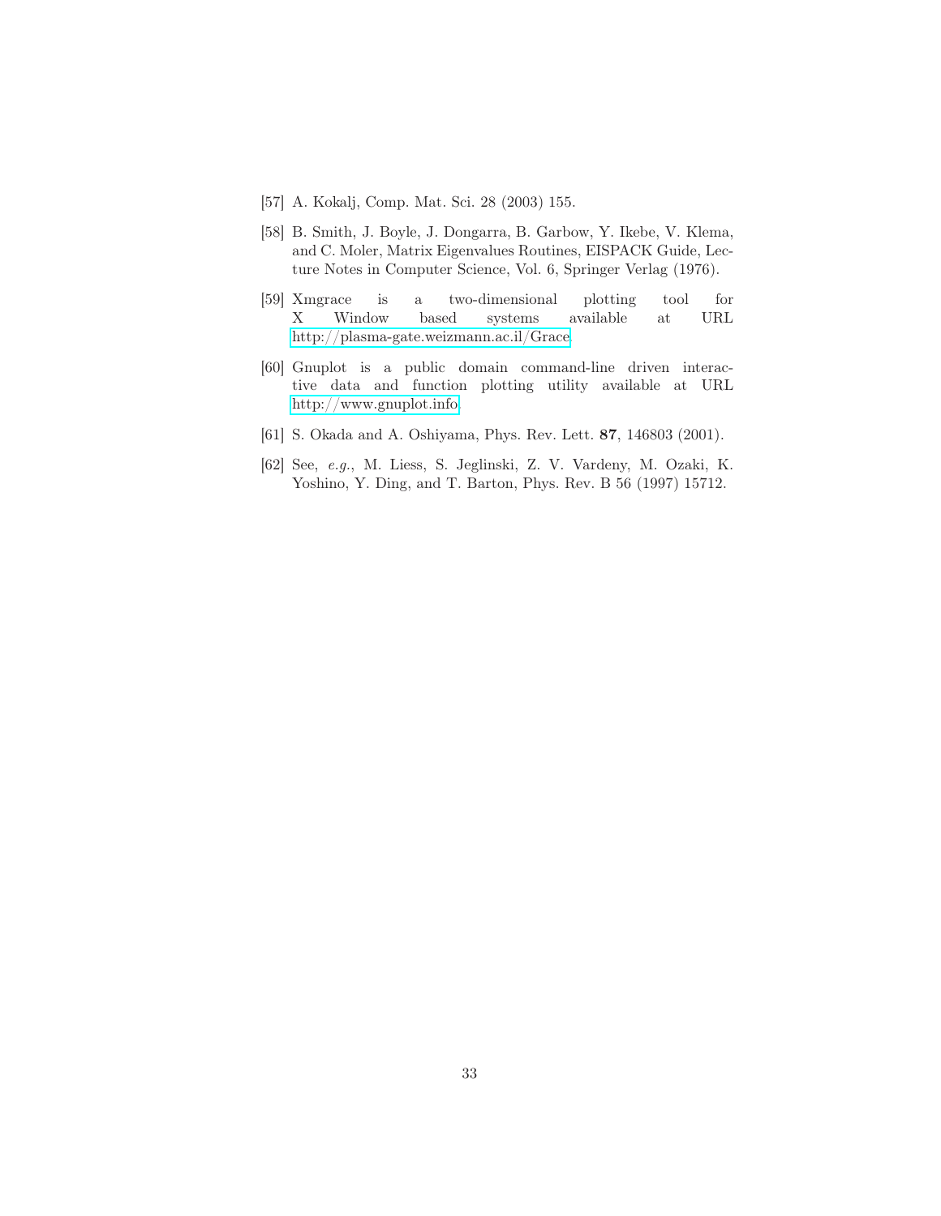[57] A. Kokalj, Comp. Mat. Sci. 28 (2003) 155.

[58] B. Smith, J. Boyle, J. Dongarra, B. Garbow, Y. Ikebe, V. Klema, and C. Moler, Matrix Eigenvalues Routines, EISPACK Guide, Lecture Notes in Computer Science, Vol. 6, Springer Verlag (1976).

[59] Xmgrace is a two-dimensional plotting tool for X Window based systems available at URL http://plasma-gate.weizmann.ac.il/Grace.

[60] Gnuplot is a public domain command-line driven interactive data and function plotting utility available at URL http://www.gnuplot.info.

[61] S. Okada and A. Oshiyama, Phys. Rev. Lett. **87**, 146803 (2001).

[62] See, *e.g.*, M. Liess, S. Jeglinski, Z. V. Vardeny, M. Ozaki, K. Yoshino, Y. Ding, and T. Barton, Phys. Rev. B 56 (1997) 15712.